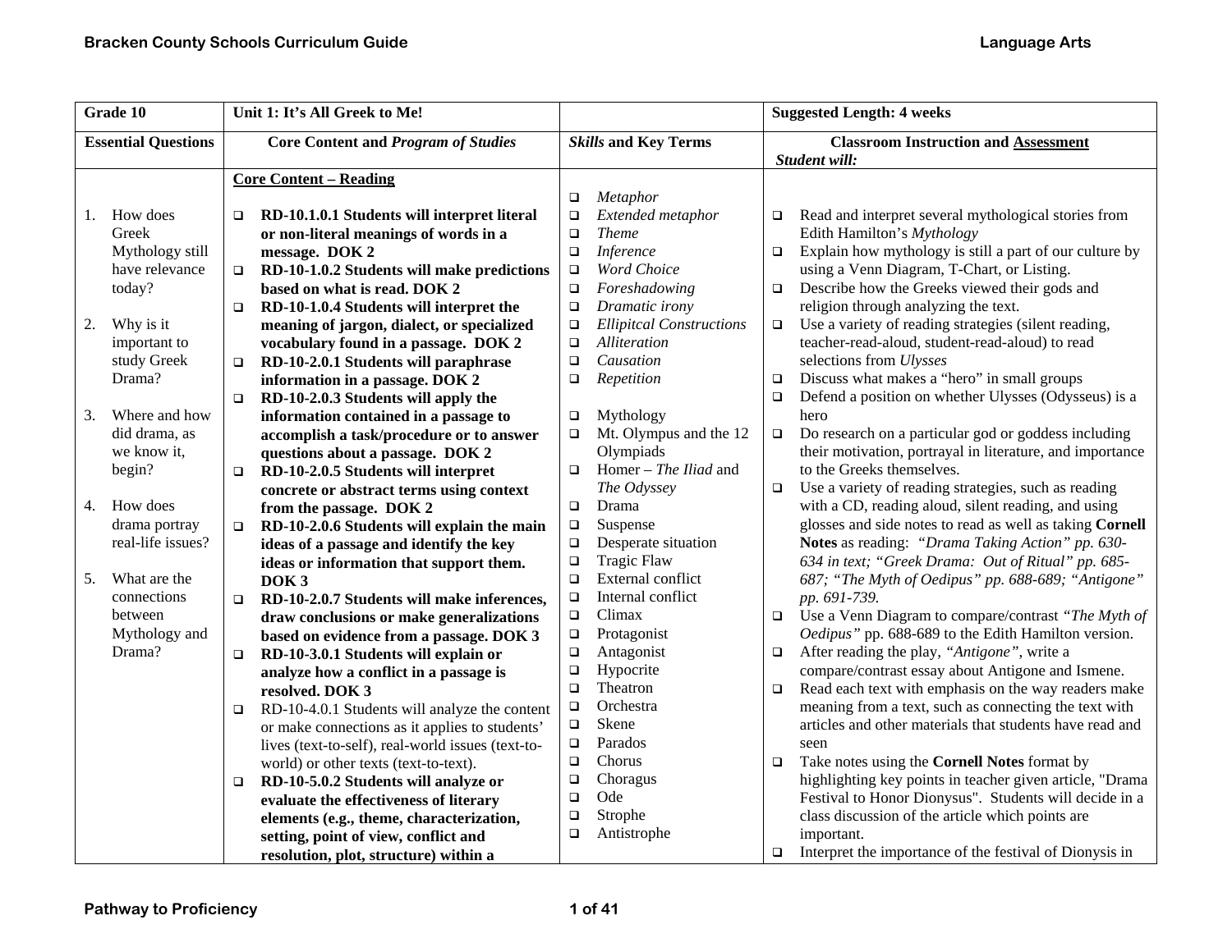| Grade 10 | Unit 1: It's All Greek to Me! | | Suggested Length: 4 weeks |
|---|---|---|---|
| **Essential Questions** | **Core Content and *Program of Studies*** | ***Skills* and Key Terms** | **Classroom Instruction and <u>Assessment</u>**<br>***Student will:*** |
| 1. How does Greek Mythology still have relevance today?<br><br>2. Why is it important to study Greek Drama?<br><br>3. Where and how did drama, as we know it, begin?<br><br>4. How does drama portray real-life issues?<br><br>5. What are the connections between Mythology and Drama? | **<u>Core Content – Reading</u>**<br><br>❑ **RD-10.1.0.1 Students will interpret literal or non-literal meanings of words in a message. DOK 2**<br>❑ **RD-10-1.0.2 Students will make predictions based on what is read. DOK 2**<br>❑ **RD-10-1.0.4 Students will interpret the meaning of jargon, dialect, or specialized vocabulary found in a passage. DOK 2**<br>❑ **RD-10-2.0.1 Students will paraphrase information in a passage. DOK 2**<br>❑ **RD-10-2.0.3 Students will apply the information contained in a passage to accomplish a task/procedure or to answer questions about a passage. DOK 2**<br>❑ **RD-10-2.0.5 Students will interpret concrete or abstract terms using context from the passage. DOK 2**<br>❑ **RD-10-2.0.6 Students will explain the main ideas of a passage and identify the key ideas or information that support them. DOK 3**<br>❑ **RD-10-2.0.7 Students will make inferences, draw conclusions or make generalizations based on evidence from a passage. DOK 3**<br>❑ **RD-10-3.0.1 Students will explain or analyze how a conflict in a passage is resolved. DOK 3**<br>❑ RD-10-4.0.1 Students will analyze the content or make connections as it applies to students' lives (text-to-self), real-world issues (text-to-world) or other texts (text-to-text).<br>❑ **RD-10-5.0.2 Students will analyze or evaluate the effectiveness of literary elements (e.g., theme, characterization, setting, point of view, conflict and resolution, plot, structure) within a** | ❑ *Metaphor*<br>❑ *Extended metaphor*<br>❑ *Theme*<br>❑ *Inference*<br>❑ *Word Choice*<br>❑ *Foreshadowing*<br>❑ *Dramatic irony*<br>❑ *Ellipitcal Constructions*<br>❑ *Alliteration*<br>❑ *Causation*<br>❑ *Repetition*<br><br>❑ Mythology<br>❑ Mt. Olympus and the 12 Olympiads<br>❑ Homer – *The Iliad* and *The Odyssey*<br>❑ Drama<br>❑ Suspense<br>❑ Desperate situation<br>❑ Tragic Flaw<br>❑ External conflict<br>❑ Internal conflict<br>❑ Climax<br>❑ Protagonist<br>❑ Antagonist<br>❑ Hypocrite<br>❑ Theatron<br>❑ Orchestra<br>❑ Skene<br>❑ Parados<br>❑ Chorus<br>❑ Choragus<br>❑ Ode<br>❑ Strophe<br>❑ Antistrophe | ❑ Read and interpret several mythological stories from Edith Hamilton's *Mythology*<br>❑ Explain how mythology is still a part of our culture by using a Venn Diagram, T-Chart, or Listing.<br>❑ Describe how the Greeks viewed their gods and religion through analyzing the text.<br>❑ Use a variety of reading strategies (silent reading, teacher-read-aloud, student-read-aloud) to read selections from *Ulysses*<br>❑ Discuss what makes a "hero" in small groups<br>❑ Defend a position on whether Ulysses (Odysseus) is a hero<br>❑ Do research on a particular god or goddess including their motivation, portrayal in literature, and importance to the Greeks themselves.<br>❑ Use a variety of reading strategies, such as reading with a CD, reading aloud, silent reading, and using glosses and side notes to read as well as taking **Cornell Notes** as reading: *"Drama Taking Action" pp. 630-634 in text; "Greek Drama: Out of Ritual" pp. 685-687; "The Myth of Oedipus" pp. 688-689; "Antigone" pp. 691-739.*<br>❑ Use a Venn Diagram to compare/contrast *"The Myth of Oedipus"* pp. 688-689 to the Edith Hamilton version.<br>❑ After reading the play, *"Antigone"*, write a compare/contrast essay about Antigone and Ismene.<br>❑ Read each text with emphasis on the way readers make meaning from a text, such as connecting the text with articles and other materials that students have read and seen<br>❑ Take notes using the **Cornell Notes** format by highlighting key points in teacher given article, "Drama Festival to Honor Dionysus". Students will decide in a class discussion of the article which points are important.<br>❑ Interpret the importance of the festival of Dionysis in |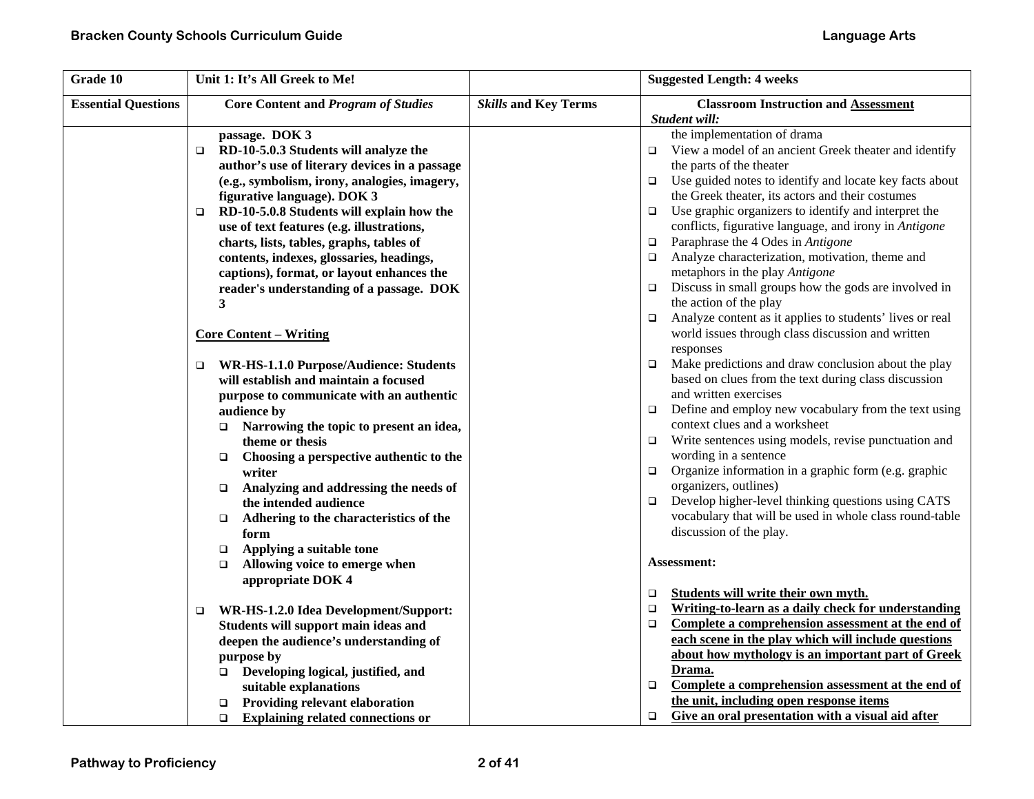| Grade 10 | Unit 1: It's All Greek to Me! | | Suggested Length: 4 weeks |
|---|---|---|---|
| **Essential Questions** | **Core Content and *Program of Studies*** | ***Skills* and Key Terms** | **Classroom Instruction and <u>Assessment</u>** *Student will:* |
| | **passage. DOK 3**<br>❑ **RD-10-5.0.3 Students will analyze the author's use of literary devices in a passage (e.g., symbolism, irony, analogies, imagery, figurative language). DOK 3**<br>❑ **RD-10-5.0.8 Students will explain how the use of text features (e.g. illustrations, charts, lists, tables, graphs, tables of contents, indexes, glossaries, headings, captions), format, or layout enhances the reader's understanding of a passage. DOK 3**<br><br>**<u>Core Content – Writing</u>**<br><br>❑ **WR-HS-1.1.0 Purpose/Audience: Students will establish and maintain a focused purpose to communicate with an authentic audience by**<br>&nbsp;&nbsp;❑ **Narrowing the topic to present an idea, theme or thesis**<br>&nbsp;&nbsp;❑ **Choosing a perspective authentic to the writer**<br>&nbsp;&nbsp;❑ **Analyzing and addressing the needs of the intended audience**<br>&nbsp;&nbsp;❑ **Adhering to the characteristics of the form**<br>&nbsp;&nbsp;❑ **Applying a suitable tone**<br>&nbsp;&nbsp;❑ **Allowing voice to emerge when appropriate DOK 4**<br><br>❑ **WR-HS-1.2.0 Idea Development/Support: Students will support main ideas and deepen the audience's understanding of purpose by**<br>&nbsp;&nbsp;❑ **Developing logical, justified, and suitable explanations**<br>&nbsp;&nbsp;❑ **Providing relevant elaboration**<br>&nbsp;&nbsp;❑ **Explaining related connections or** | | the implementation of drama<br>❑ View a model of an ancient Greek theater and identify the parts of the theater<br>❑ Use guided notes to identify and locate key facts about the Greek theater, its actors and their costumes<br>❑ Use graphic organizers to identify and interpret the conflicts, figurative language, and irony in *Antigone*<br>❑ Paraphrase the 4 Odes in *Antigone*<br>❑ Analyze characterization, motivation, theme and metaphors in the play *Antigone*<br>❑ Discuss in small groups how the gods are involved in the action of the play<br>❑ Analyze content as it applies to students' lives or real world issues through class discussion and written responses<br>❑ Make predictions and draw conclusion about the play based on clues from the text during class discussion and written exercises<br>❑ Define and employ new vocabulary from the text using context clues and a worksheet<br>❑ Write sentences using models, revise punctuation and wording in a sentence<br>❑ Organize information in a graphic form (e.g. graphic organizers, outlines)<br>❑ Develop higher-level thinking questions using CATS vocabulary that will be used in whole class round-table discussion of the play.<br><br>**Assessment:**<br><br>❑ **<u>Students will write their own myth.</u>**<br>❑ **<u>Writing-to-learn as a daily check for understanding</u>**<br>❑ **<u>Complete a comprehension assessment at the end of each scene in the play which will include questions about how mythology is an important part of Greek Drama.</u>**<br>❑ **<u>Complete a comprehension assessment at the end of the unit, including open response items</u>**<br>❑ **<u>Give an oral presentation with a visual aid after</u>** |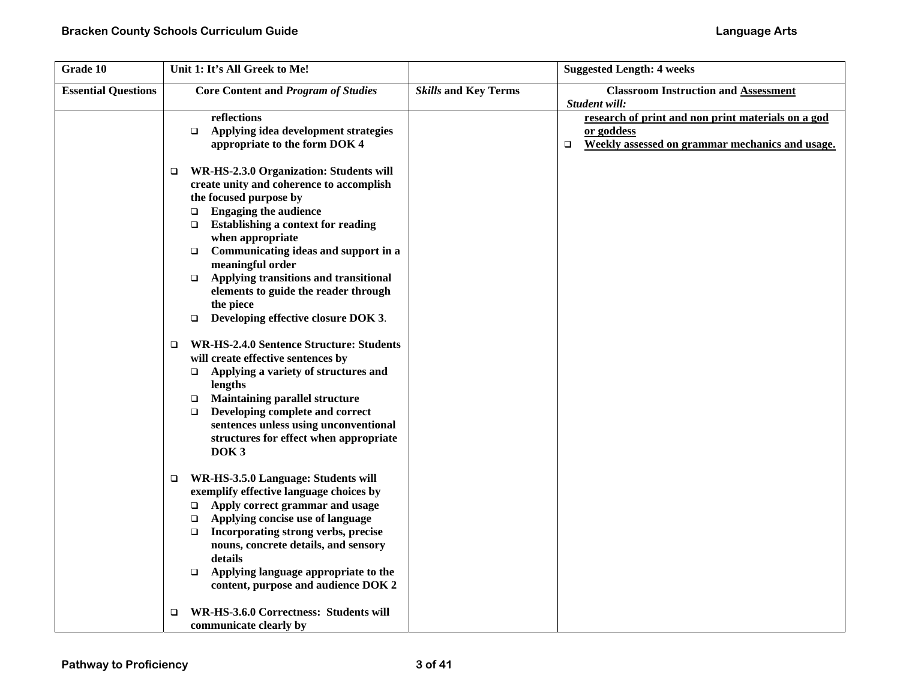| Grade 10 | Unit 1: It's All Greek to Me! | | Suggested Length: 4 weeks |
|---|---|---|---|
| **Essential Questions** | **Core Content and *Program of Studies*** | ***Skills* and Key Terms** | **Classroom Instruction and <u>Assessment</u>**<br>***Student will:*** |
| | **reflections**<br>❑ **Applying idea development strategies appropriate to the form DOK 4**<br><br>❑ **WR-HS-2.3.0 Organization: Students will create unity and coherence to accomplish the focused purpose by**<br>❑ **Engaging the audience**<br>❑ **Establishing a context for reading when appropriate**<br>❑ **Communicating ideas and support in a meaningful order**<br>❑ **Applying transitions and transitional elements to guide the reader through the piece**<br>❑ **Developing effective closure DOK 3**.<br><br>❑ **WR-HS-2.4.0 Sentence Structure: Students will create effective sentences by**<br>❑ **Applying a variety of structures and lengths**<br>❑ **Maintaining parallel structure**<br>❑ **Developing complete and correct sentences unless using unconventional structures for effect when appropriate DOK 3**<br><br>❑ **WR-HS-3.5.0 Language: Students will exemplify effective language choices by**<br>❑ **Apply correct grammar and usage**<br>❑ **Applying concise use of language**<br>❑ **Incorporating strong verbs, precise nouns, concrete details, and sensory details**<br>❑ **Applying language appropriate to the content, purpose and audience DOK 2**<br><br>❑ **WR-HS-3.6.0 Correctness: Students will communicate clearly by** | | **<u>research of print and non print materials on a god or goddess</u>**<br>❑ **<u>Weekly assessed on grammar mechanics and usage.</u>** |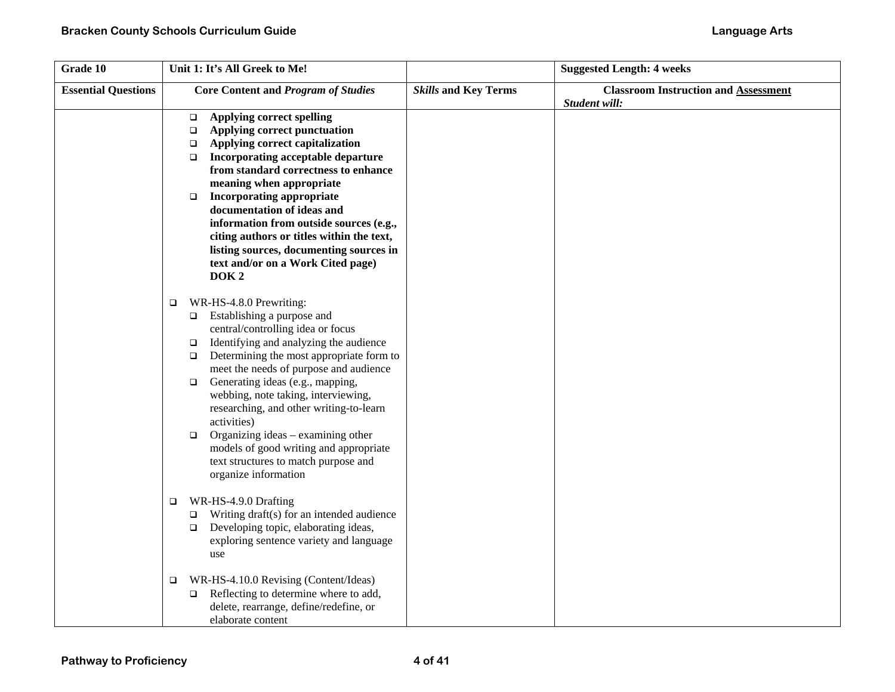| Grade 10 | Unit 1: It's All Greek to Me! | | Suggested Length: 4 weeks |
|---|---|---|---|
| **Essential Questions** | **Core Content and *Program of Studies*** | ***Skills* and Key Terms** | **Classroom Instruction and <u>Assessment</u>**<br>***Student will:*** |
| | ❑ **Applying correct spelling**<br>❑ **Applying correct punctuation**<br>❑ **Applying correct capitalization**<br>❑ **Incorporating acceptable departure from standard correctness to enhance meaning when appropriate**<br>❑ **Incorporating appropriate documentation of ideas and information from outside sources (e.g., citing authors or titles within the text, listing sources, documenting sources in text and/or on a Work Cited page) DOK 2**<br><br>❑ WR-HS-4.8.0 Prewriting:<br>❑ Establishing a purpose and central/controlling idea or focus<br>❑ Identifying and analyzing the audience<br>❑ Determining the most appropriate form to meet the needs of purpose and audience<br>❑ Generating ideas (e.g., mapping, webbing, note taking, interviewing, researching, and other writing-to-learn activities)<br>❑ Organizing ideas – examining other models of good writing and appropriate text structures to match purpose and organize information<br><br>❑ WR-HS-4.9.0 Drafting<br>❑ Writing draft(s) for an intended audience<br>❑ Developing topic, elaborating ideas, exploring sentence variety and language use<br><br>❑ WR-HS-4.10.0 Revising (Content/Ideas)<br>❑ Reflecting to determine where to add, delete, rearrange, define/redefine, or elaborate content | | |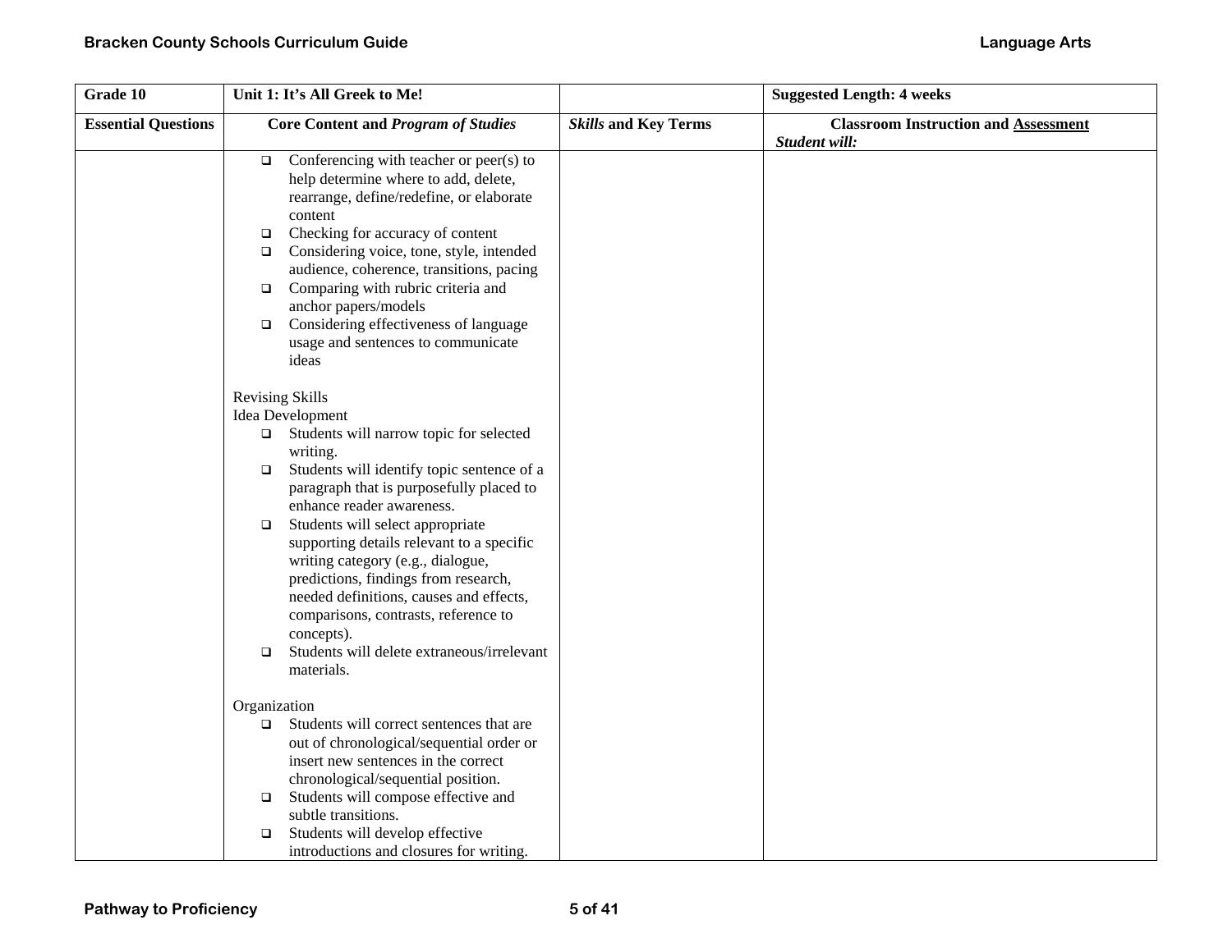| Grade 10 | Unit 1: It's All Greek to Me! | | Suggested Length: 4 weeks |
|---|---|---|---|
| **Essential Questions** | **Core Content and *Program of Studies*** | ***Skills* and Key Terms** | **Classroom Instruction and Assessment** ***Student will:*** |
| | ❑ Conferencing with teacher or peer(s) to help determine where to add, delete, rearrange, define/redefine, or elaborate content<br>❑ Checking for accuracy of content<br>❑ Considering voice, tone, style, intended audience, coherence, transitions, pacing<br>❑ Comparing with rubric criteria and anchor papers/models<br>❑ Considering effectiveness of language usage and sentences to communicate ideas<br><br>Revising Skills<br>Idea Development<br>❑ Students will narrow topic for selected writing.<br>❑ Students will identify topic sentence of a paragraph that is purposefully placed to enhance reader awareness.<br>❑ Students will select appropriate supporting details relevant to a specific writing category (e.g., dialogue, predictions, findings from research, needed definitions, causes and effects, comparisons, contrasts, reference to concepts).<br>❑ Students will delete extraneous/irrelevant materials.<br><br>Organization<br>❑ Students will correct sentences that are out of chronological/sequential order or insert new sentences in the correct chronological/sequential position.<br>❑ Students will compose effective and subtle transitions.<br>❑ Students will develop effective introductions and closures for writing. | | |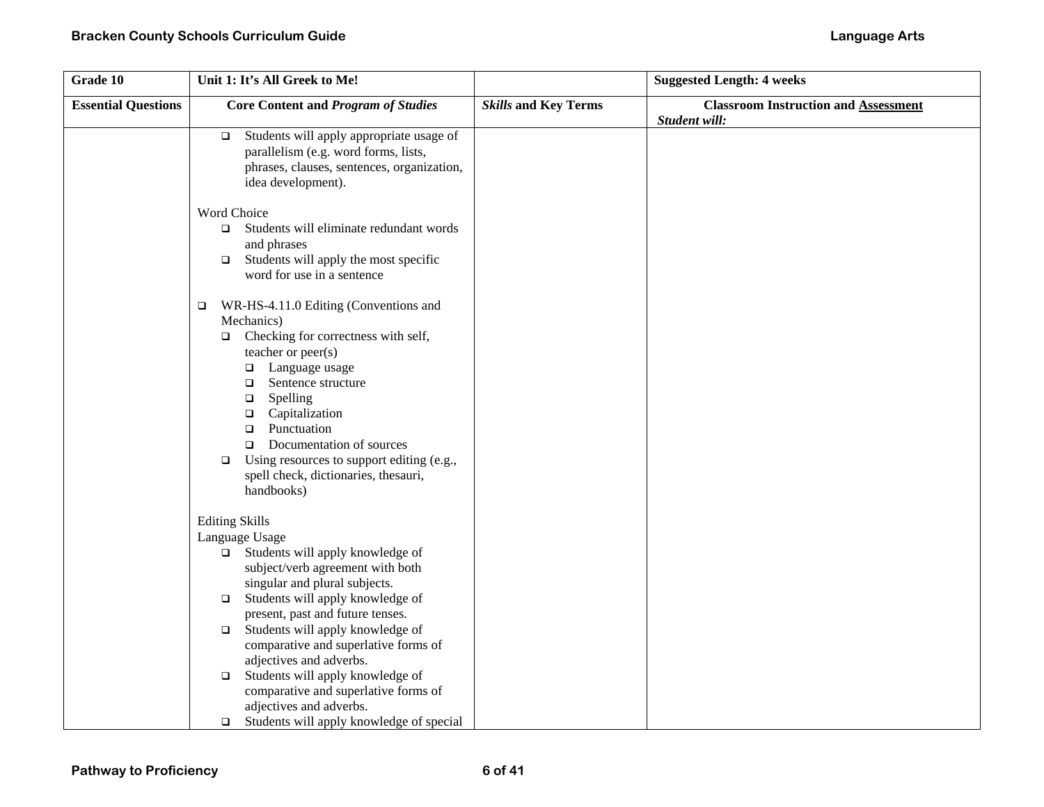| Grade 10 | Unit 1: It's All Greek to Me! | | Suggested Length: 4 weeks |
|---|---|---|---|
| **Essential Questions** | **Core Content and *Program of Studies*** | ***Skills* and Key Terms** | **Classroom Instruction and Assessment** *Student will:* |
| | ❑ Students will apply appropriate usage of parallelism (e.g. word forms, lists, phrases, clauses, sentences, organization, idea development).<br><br>Word Choice<br>❑ Students will eliminate redundant words and phrases<br>❑ Students will apply the most specific word for use in a sentence<br><br>❑ WR-HS-4.11.0 Editing (Conventions and Mechanics)<br>❑ Checking for correctness with self, teacher or peer(s)<br>❑ Language usage<br>❑ Sentence structure<br>❑ Spelling<br>❑ Capitalization<br>❑ Punctuation<br>❑ Documentation of sources<br>❑ Using resources to support editing (e.g., spell check, dictionaries, thesauri, handbooks)<br><br>Editing Skills<br>Language Usage<br>❑ Students will apply knowledge of subject/verb agreement with both singular and plural subjects.<br>❑ Students will apply knowledge of present, past and future tenses.<br>❑ Students will apply knowledge of comparative and superlative forms of adjectives and adverbs.<br>❑ Students will apply knowledge of comparative and superlative forms of adjectives and adverbs.<br>❑ Students will apply knowledge of special | | |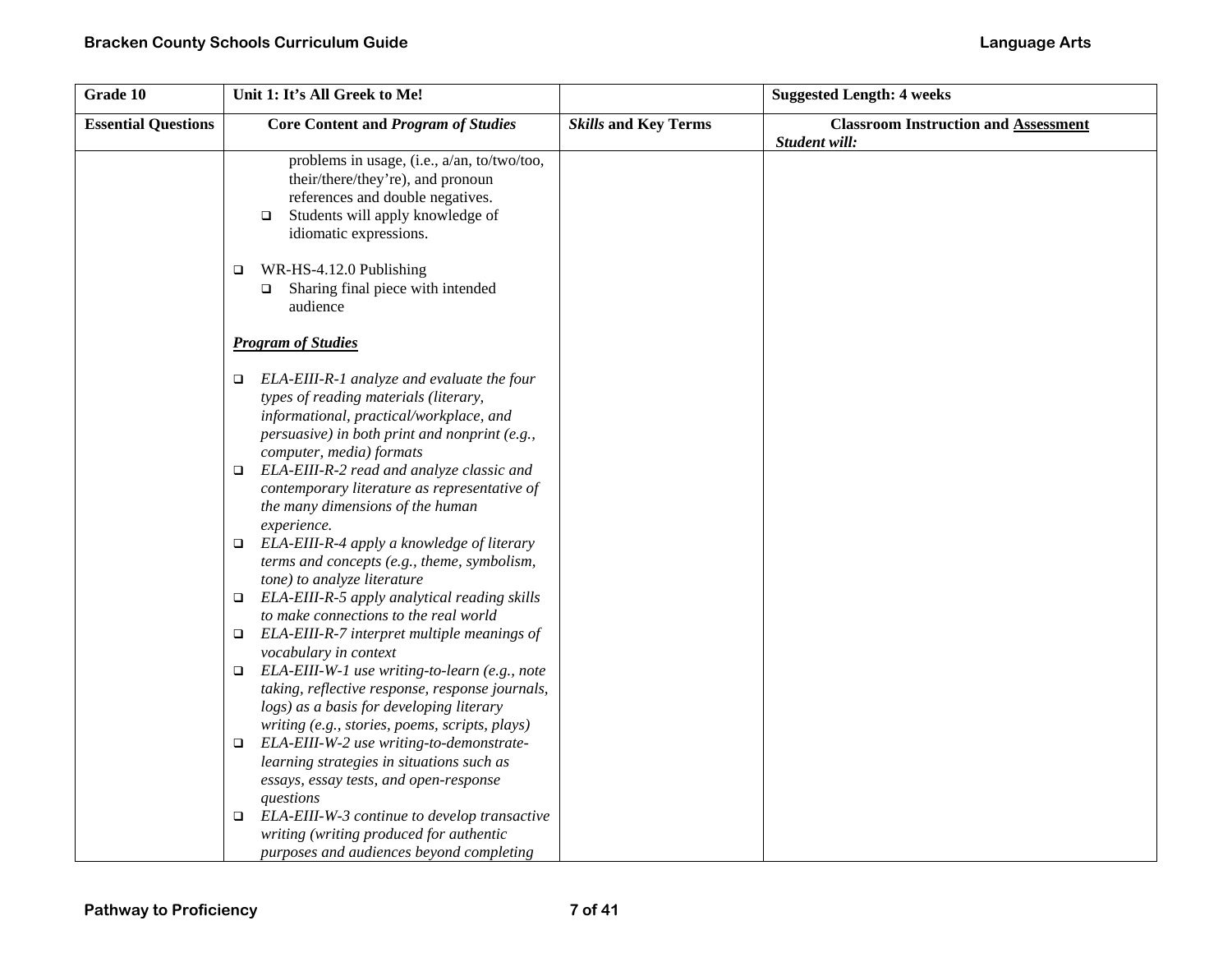| Grade 10 | Unit 1: It's All Greek to Me! | | Suggested Length: 4 weeks |
|---|---|---|---|
| **Essential Questions** | **Core Content and *Program of Studies*** | ***Skills* and Key Terms** | **Classroom Instruction and <u>Assessment</u>** ***Student will:*** |
| | problems in usage, (i.e., a/an, to/two/too, their/there/they're), and pronoun references and double negatives.<br>❑ Students will apply knowledge of idiomatic expressions.<br><br>❑ WR-HS-4.12.0 Publishing<br>❑ Sharing final piece with intended audience<br><br>***<u>Program of Studies</u>***<br><br>❑ *ELA-EIII-R-1 analyze and evaluate the four types of reading materials (literary, informational, practical/workplace, and persuasive) in both print and nonprint (e.g., computer, media) formats*<br>❑ *ELA-EIII-R-2 read and analyze classic and contemporary literature as representative of the many dimensions of the human experience.*<br>❑ *ELA-EIII-R-4 apply a knowledge of literary terms and concepts (e.g., theme, symbolism, tone) to analyze literature*<br>❑ *ELA-EIII-R-5 apply analytical reading skills to make connections to the real world*<br>❑ *ELA-EIII-R-7 interpret multiple meanings of vocabulary in context*<br>❑ *ELA-EIII-W-1 use writing-to-learn (e.g., note taking, reflective response, response journals, logs) as a basis for developing literary writing (e.g., stories, poems, scripts, plays)*<br>❑ *ELA-EIII-W-2 use writing-to-demonstrate-learning strategies in situations such as essays, essay tests, and open-response questions*<br>❑ *ELA-EIII-W-3 continue to develop transactive writing (writing produced for authentic purposes and audiences beyond completing* | | |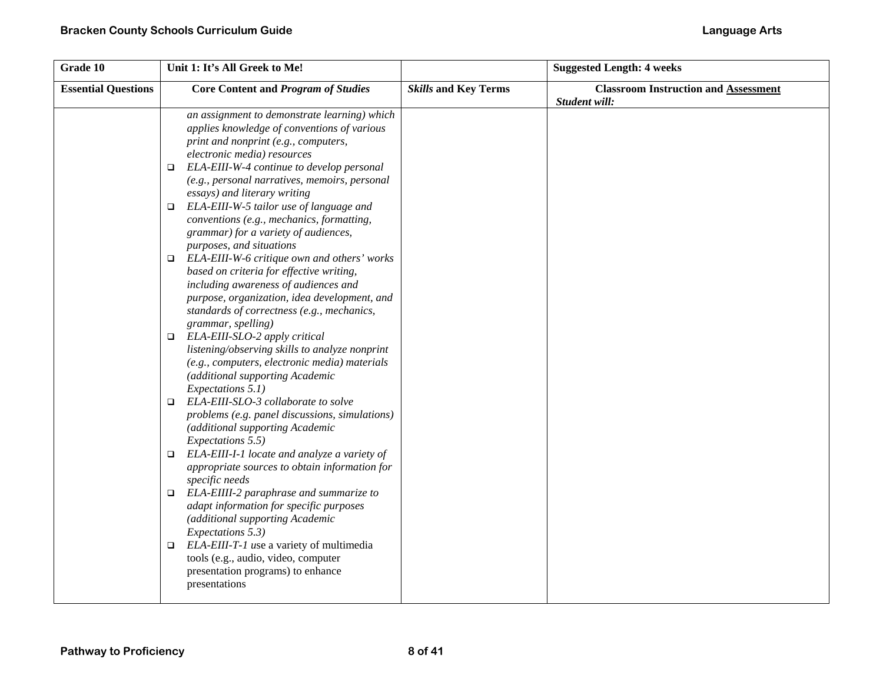| Grade 10 | Unit 1: It's All Greek to Me! | | Suggested Length: 4 weeks |
|---|---|---|---|
| **Essential Questions** | **Core Content and *Program of Studies*** | ***Skills* and Key Terms** | **Classroom Instruction and Assessment** ***Student will:*** |
| | *an assignment to demonstrate learning) which applies knowledge of conventions of various print and nonprint (e.g., computers, electronic media) resources*<br>❑ *ELA-EIII-W-4 continue to develop personal (e.g., personal narratives, memoirs, personal essays) and literary writing*<br>❑ *ELA-EIII-W-5 tailor use of language and conventions (e.g., mechanics, formatting, grammar) for a variety of audiences, purposes, and situations*<br>❑ *ELA-EIII-W-6 critique own and others' works based on criteria for effective writing, including awareness of audiences and purpose, organization, idea development, and standards of correctness (e.g., mechanics, grammar, spelling)*<br>❑ *ELA-EIII-SLO-2 apply critical listening/observing skills to analyze nonprint (e.g., computers, electronic media) materials (additional supporting Academic Expectations 5.1)*<br>❑ *ELA-EIII-SLO-3 collaborate to solve problems (e.g. panel discussions, simulations) (additional supporting Academic Expectations 5.5)*<br>❑ *ELA-EIII-I-1 locate and analyze a variety of appropriate sources to obtain information for specific needs*<br>❑ *ELA-EIIII-2 paraphrase and summarize to adapt information for specific purposes (additional supporting Academic Expectations 5.3)*<br>❑ *ELA-EIII-T-1* use a variety of multimedia tools (e.g., audio, video, computer presentation programs) to enhance presentations | | |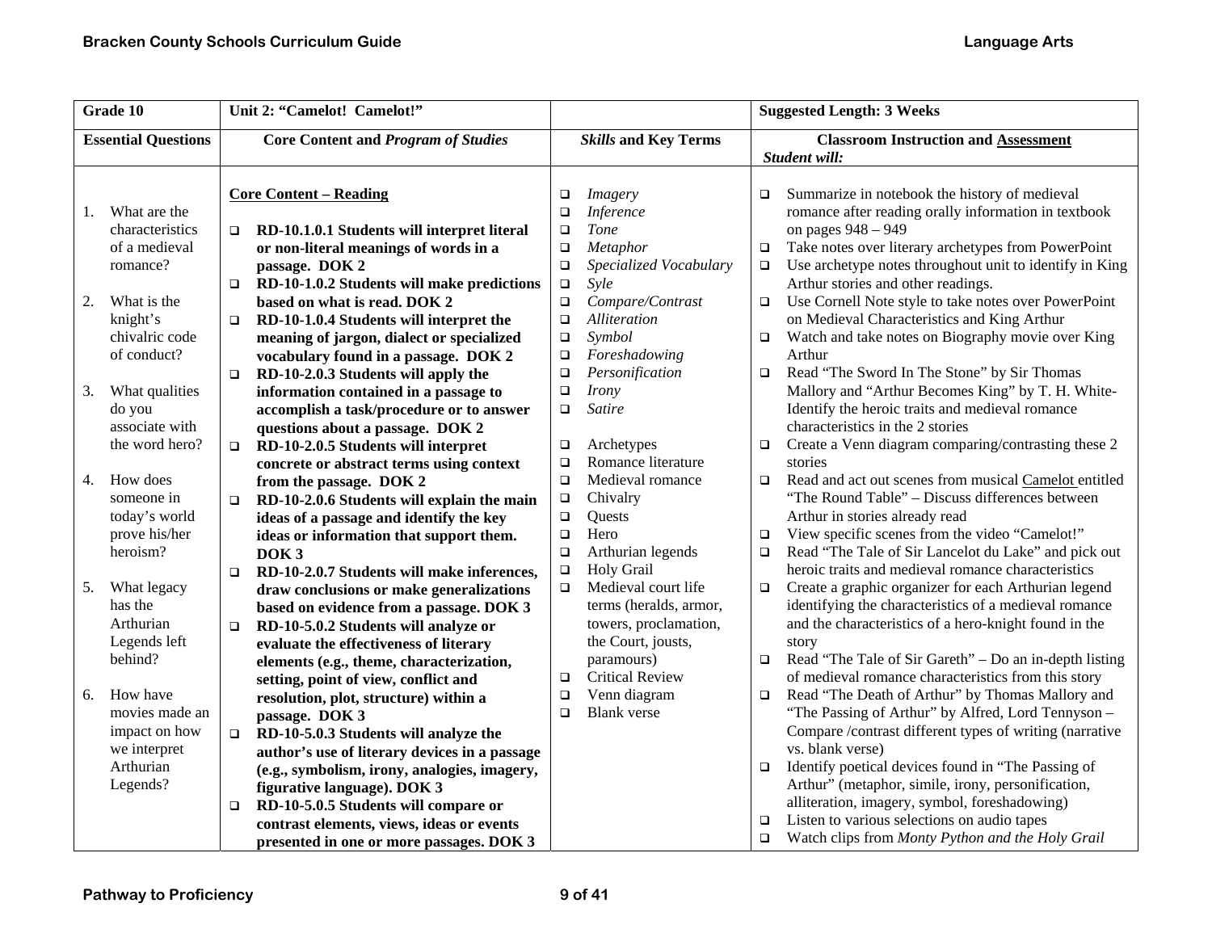| Grade 10 | Unit 2: "Camelot! Camelot!" | | Suggested Length: 3 Weeks |
|---|---|---|---|
| **Essential Questions** | **Core Content and *Program of Studies*** | ***Skills* and Key Terms** | **Classroom Instruction and Assessment** *Student will:* |
| 1. What are the characteristics of a medieval romance?<br><br>2. What is the knight's chivalric code of conduct?<br><br>3. What qualities do you associate with the word hero?<br><br>4. How does someone in today's world prove his/her heroism?<br><br>5. What legacy has the Arthurian Legends left behind?<br><br>6. How have movies made an impact on how we interpret Arthurian Legends? | **Core Content – Reading**<br><br>❑ **RD-10.1.0.1 Students will interpret literal or non-literal meanings of words in a passage. DOK 2**<br>❑ **RD-10-1.0.2 Students will make predictions based on what is read. DOK 2**<br>❑ **RD-10-1.0.4 Students will interpret the meaning of jargon, dialect or specialized vocabulary found in a passage. DOK 2**<br>❑ **RD-10-2.0.3 Students will apply the information contained in a passage to accomplish a task/procedure or to answer questions about a passage. DOK 2**<br>❑ **RD-10-2.0.5 Students will interpret concrete or abstract terms using context from the passage. DOK 2**<br>❑ **RD-10-2.0.6 Students will explain the main ideas of a passage and identify the key ideas or information that support them. DOK 3**<br>❑ **RD-10-2.0.7 Students will make inferences, draw conclusions or make generalizations based on evidence from a passage. DOK 3**<br>❑ **RD-10-5.0.2 Students will analyze or evaluate the effectiveness of literary elements (e.g., theme, characterization, setting, point of view, conflict and resolution, plot, structure) within a passage. DOK 3**<br>❑ **RD-10-5.0.3 Students will analyze the author's use of literary devices in a passage (e.g., symbolism, irony, analogies, imagery, figurative language). DOK 3**<br>❑ **RD-10-5.0.5 Students will compare or contrast elements, views, ideas or events presented in one or more passages. DOK 3** | ❑ *Imagery*<br>❑ *Inference*<br>❑ *Tone*<br>❑ *Metaphor*<br>❑ *Specialized Vocabulary*<br>❑ *Syle*<br>❑ *Compare/Contrast*<br>❑ *Alliteration*<br>❑ *Symbol*<br>❑ *Foreshadowing*<br>❑ *Personification*<br>❑ *Irony*<br>❑ *Satire*<br><br>❑ Archetypes<br>❑ Romance literature<br>❑ Medieval romance<br>❑ Chivalry<br>❑ Quests<br>❑ Hero<br>❑ Arthurian legends<br>❑ Holy Grail<br>❑ Medieval court life terms (heralds, armor, towers, proclamation, the Court, jousts, paramours)<br>❑ Critical Review<br>❑ Venn diagram<br>❑ Blank verse | ❑ Summarize in notebook the history of medieval romance after reading orally information in textbook on pages 948 – 949<br>❑ Take notes over literary archetypes from PowerPoint<br>❑ Use archetype notes throughout unit to identify in King Arthur stories and other readings.<br>❑ Use Cornell Note style to take notes over PowerPoint on Medieval Characteristics and King Arthur<br>❑ Watch and take notes on Biography movie over King Arthur<br>❑ Read "The Sword In The Stone" by Sir Thomas Mallory and "Arthur Becomes King" by T. H. White- Identify the heroic traits and medieval romance characteristics in the 2 stories<br>❑ Create a Venn diagram comparing/contrasting these 2 stories<br>❑ Read and act out scenes from musical <u>Camelot</u> entitled "The Round Table" – Discuss differences between Arthur in stories already read<br>❑ View specific scenes from the video "Camelot!"<br>❑ Read "The Tale of Sir Lancelot du Lake" and pick out heroic traits and medieval romance characteristics<br>❑ Create a graphic organizer for each Arthurian legend identifying the characteristics of a medieval romance and the characteristics of a hero-knight found in the story<br>❑ Read "The Tale of Sir Gareth" – Do an in-depth listing of medieval romance characteristics from this story<br>❑ Read "The Death of Arthur" by Thomas Mallory and "The Passing of Arthur" by Alfred, Lord Tennyson – Compare /contrast different types of writing (narrative vs. blank verse)<br>❑ Identify poetical devices found in "The Passing of Arthur" (metaphor, simile, irony, personification, alliteration, imagery, symbol, foreshadowing)<br>❑ Listen to various selections on audio tapes<br>❑ Watch clips from *Monty Python and the Holy Grail* |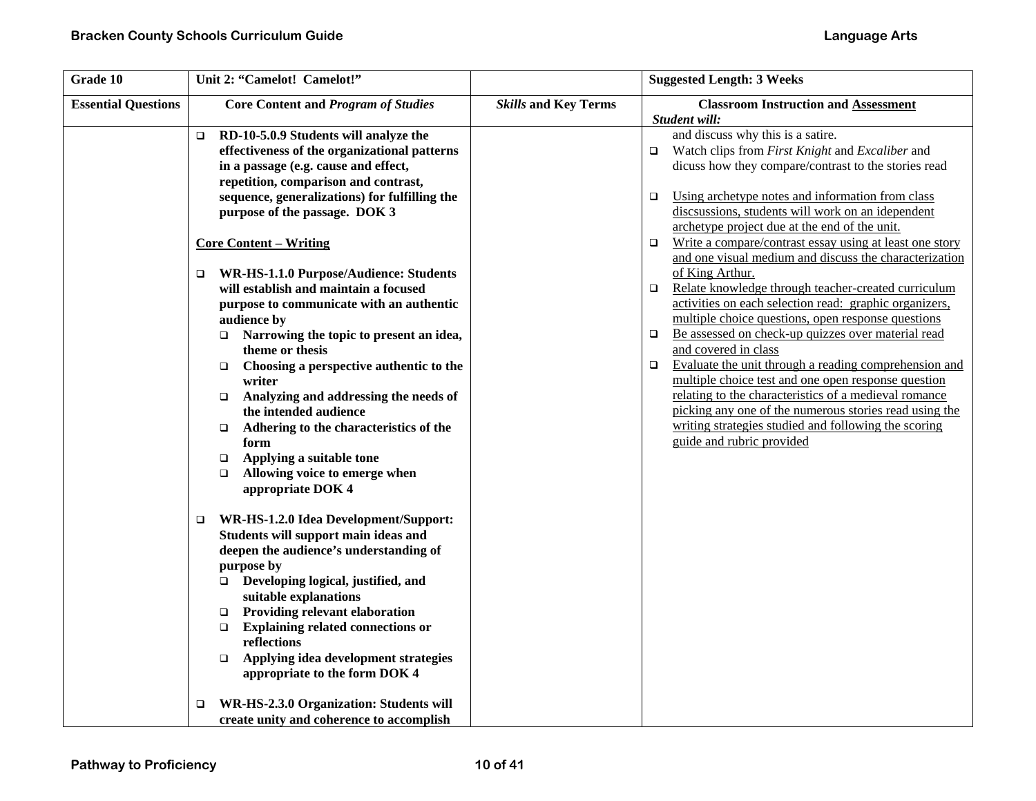| Grade 10 | Unit 2: "Camelot! Camelot!" | | Suggested Length: 3 Weeks |
|---|---|---|---|
| **Essential Questions** | **Core Content and *Program of Studies*** | ***Skills* and Key Terms** | **Classroom Instruction and <u>Assessment</u>**<br>***Student will:*** |
| | ❑ **RD-10-5.0.9 Students will analyze the effectiveness of the organizational patterns in a passage (e.g. cause and effect, repetition, comparison and contrast, sequence, generalizations) for fulfilling the purpose of the passage. DOK 3**<br><br>**<u>Core Content – Writing</u>**<br><br>❑ **WR-HS-1.1.0 Purpose/Audience: Students will establish and maintain a focused purpose to communicate with an authentic audience by**<br>❑ **Narrowing the topic to present an idea, theme or thesis**<br>❑ **Choosing a perspective authentic to the writer**<br>❑ **Analyzing and addressing the needs of the intended audience**<br>❑ **Adhering to the characteristics of the form**<br>❑ **Applying a suitable tone**<br>❑ **Allowing voice to emerge when appropriate DOK 4**<br><br>❑ **WR-HS-1.2.0 Idea Development/Support: Students will support main ideas and deepen the audience's understanding of purpose by**<br>❑ **Developing logical, justified, and suitable explanations**<br>❑ **Providing relevant elaboration**<br>❑ **Explaining related connections or reflections**<br>❑ **Applying idea development strategies appropriate to the form DOK 4**<br><br>❑ **WR-HS-2.3.0 Organization: Students will create unity and coherence to accomplish** | | and discuss why this is a satire.<br>❑ Watch clips from *First Knight* and *Excaliber* and dicuss how they compare/contrast to the stories read<br><br>❑ <u>Using archetype notes and information from class discsussions, students will work on an idependent archetype project due at the end of the unit.</u><br>❑ <u>Write a compare/contrast essay using at least one story and one visual medium and discuss the characterization of King Arthur.</u><br>❑ <u>Relate knowledge through teacher-created curriculum activities on each selection read: graphic organizers, multiple choice questions, open response questions</u><br>❑ <u>Be assessed on check-up quizzes over material read and covered in class</u><br>❑ <u>Evaluate the unit through a reading comprehension and multiple choice test and one open response question relating to the characteristics of a medieval romance picking any one of the numerous stories read using the writing strategies studied and following the scoring guide and rubric provided</u> |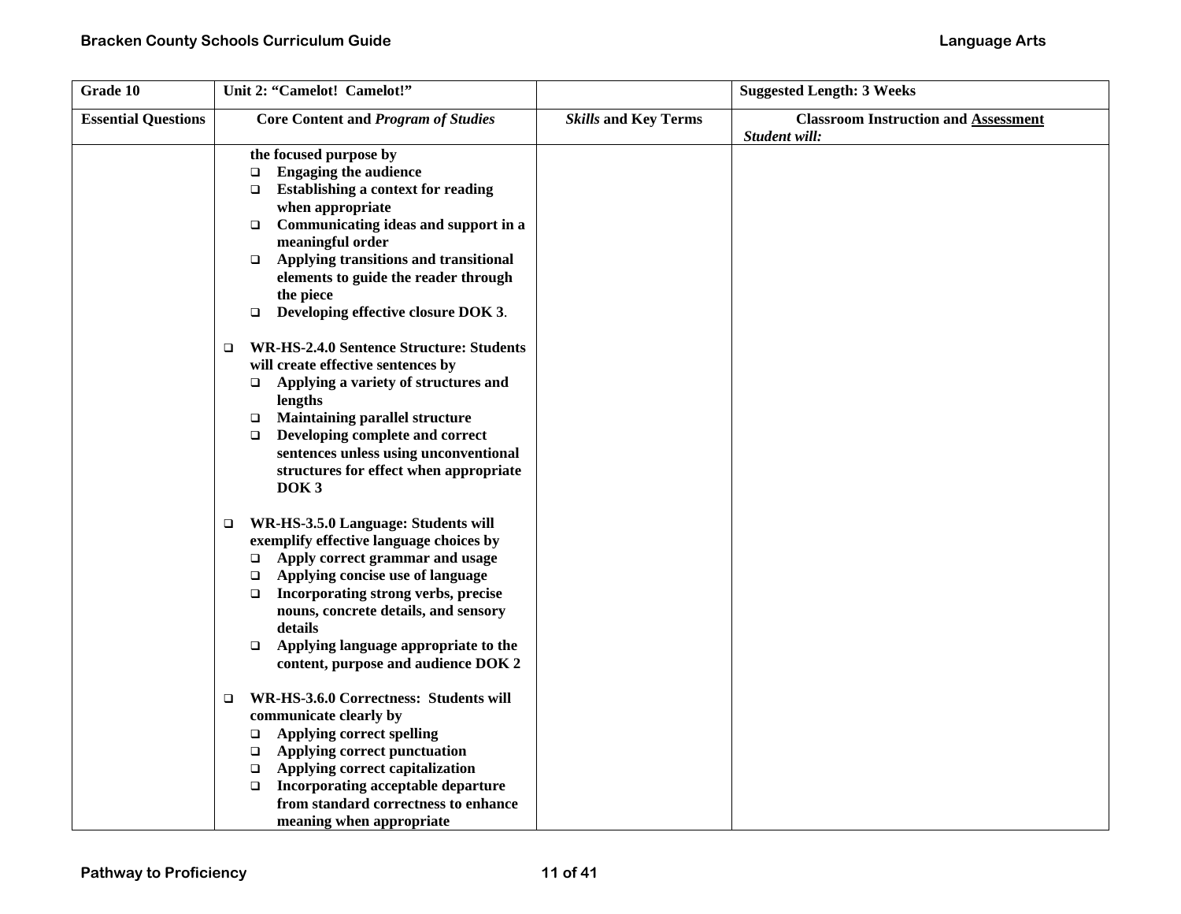| Grade 10 | Unit 2: "Camelot! Camelot!" | | Suggested Length: 3 Weeks |
|---|---|---|---|
| **Essential Questions** | **Core Content and *Program of Studies*** | ***Skills* and Key Terms** | **Classroom Instruction and Assessment** *Student will:* |
| | **the focused purpose by**<br>❑ **Engaging the audience**<br>❑ **Establishing a context for reading when appropriate**<br>❑ **Communicating ideas and support in a meaningful order**<br>❑ **Applying transitions and transitional elements to guide the reader through the piece**<br>❑ **Developing effective closure DOK 3**.<br><br>❑ **WR-HS-2.4.0 Sentence Structure: Students will create effective sentences by**<br>❑ **Applying a variety of structures and lengths**<br>❑ **Maintaining parallel structure**<br>❑ **Developing complete and correct sentences unless using unconventional structures for effect when appropriate DOK 3**<br><br>❑ **WR-HS-3.5.0 Language: Students will exemplify effective language choices by**<br>❑ **Apply correct grammar and usage**<br>❑ **Applying concise use of language**<br>❑ **Incorporating strong verbs, precise nouns, concrete details, and sensory details**<br>❑ **Applying language appropriate to the content, purpose and audience DOK 2**<br><br>❑ **WR-HS-3.6.0 Correctness: Students will communicate clearly by**<br>❑ **Applying correct spelling**<br>❑ **Applying correct punctuation**<br>❑ **Applying correct capitalization**<br>❑ **Incorporating acceptable departure from standard correctness to enhance meaning when appropriate** | | |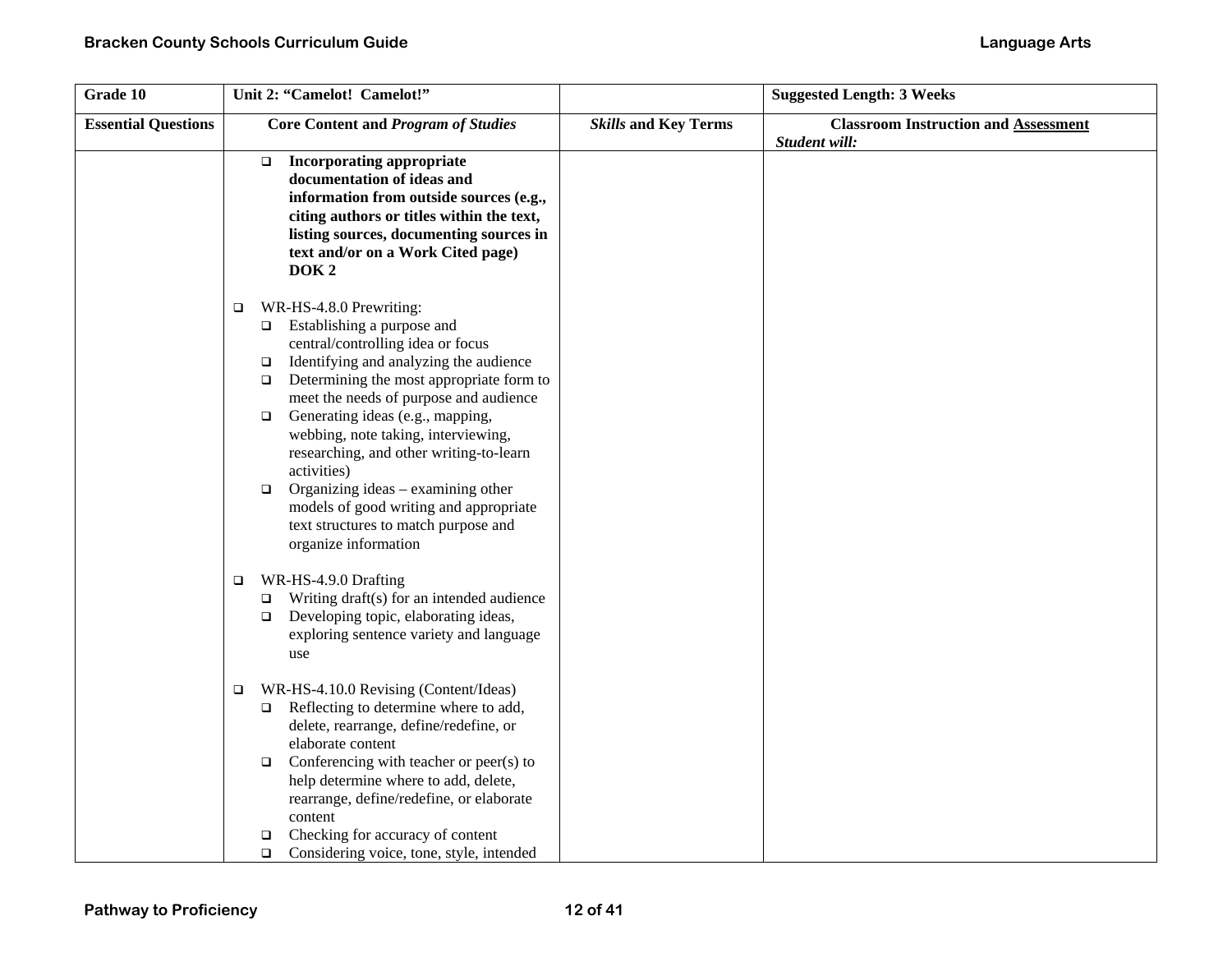| Grade 10 | Unit 2: "Camelot! Camelot!" | | Suggested Length: 3 Weeks |
|---|---|---|---|
| **Essential Questions** | **Core Content and *Program of Studies*** | ***Skills* and Key Terms** | **Classroom Instruction and <u>Assessment</u>** ***Student will:*** |
| | ❑ **Incorporating appropriate documentation of ideas and information from outside sources (e.g., citing authors or titles within the text, listing sources, documenting sources in text and/or on a Work Cited page) DOK 2**<br><br>❑ WR-HS-4.8.0 Prewriting:<br>❑ Establishing a purpose and central/controlling idea or focus<br>❑ Identifying and analyzing the audience<br>❑ Determining the most appropriate form to meet the needs of purpose and audience<br>❑ Generating ideas (e.g., mapping, webbing, note taking, interviewing, researching, and other writing-to-learn activities)<br>❑ Organizing ideas – examining other models of good writing and appropriate text structures to match purpose and organize information<br><br>❑ WR-HS-4.9.0 Drafting<br>❑ Writing draft(s) for an intended audience<br>❑ Developing topic, elaborating ideas, exploring sentence variety and language use<br><br>❑ WR-HS-4.10.0 Revising (Content/Ideas)<br>❑ Reflecting to determine where to add, delete, rearrange, define/redefine, or elaborate content<br>❑ Conferencing with teacher or peer(s) to help determine where to add, delete, rearrange, define/redefine, or elaborate content<br>❑ Checking for accuracy of content<br>❑ Considering voice, tone, style, intended | | |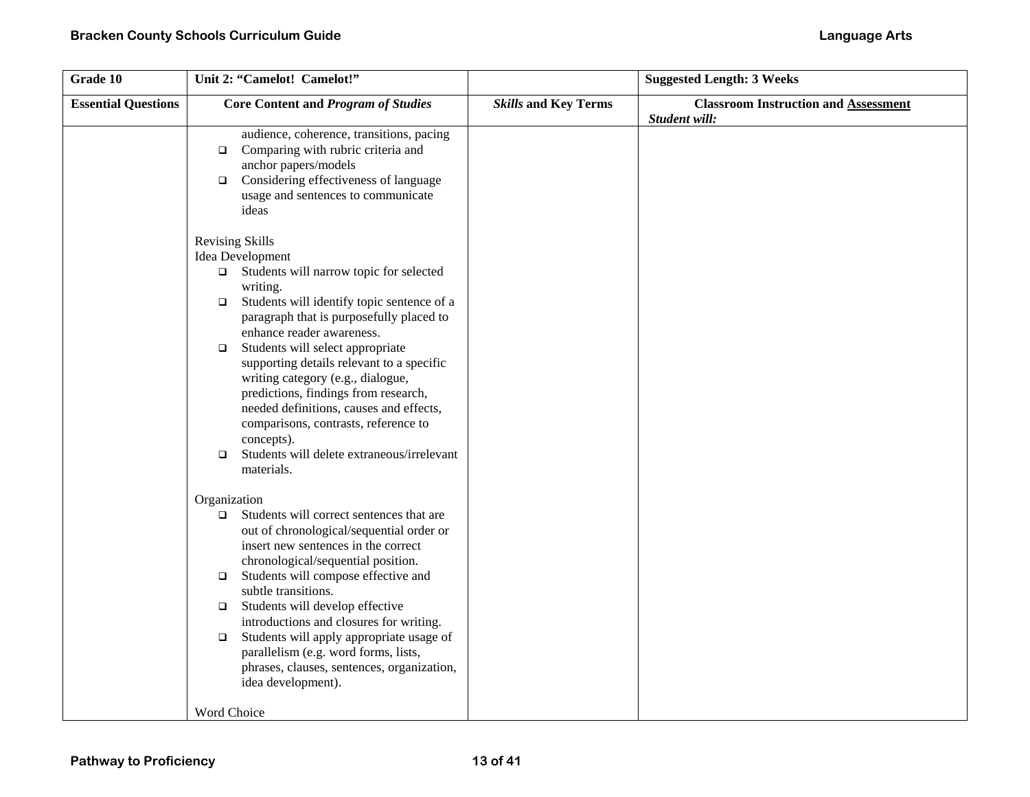| Grade 10 | Unit 2: "Camelot! Camelot!" | | Suggested Length: 3 Weeks |
|---|---|---|---|
| **Essential Questions** | **Core Content and *Program of Studies*** | ***Skills* and Key Terms** | **Classroom Instruction and Assessment** *Student will:* |
| | audience, coherence, transitions, pacing<br>❑ Comparing with rubric criteria and anchor papers/models<br>❑ Considering effectiveness of language usage and sentences to communicate ideas<br><br>Revising Skills<br>Idea Development<br>❑ Students will narrow topic for selected writing.<br>❑ Students will identify topic sentence of a paragraph that is purposefully placed to enhance reader awareness.<br>❑ Students will select appropriate supporting details relevant to a specific writing category (e.g., dialogue, predictions, findings from research, needed definitions, causes and effects, comparisons, contrasts, reference to concepts).<br>❑ Students will delete extraneous/irrelevant materials.<br><br>Organization<br>❑ Students will correct sentences that are out of chronological/sequential order or insert new sentences in the correct chronological/sequential position.<br>❑ Students will compose effective and subtle transitions.<br>❑ Students will develop effective introductions and closures for writing.<br>❑ Students will apply appropriate usage of parallelism (e.g. word forms, lists, phrases, clauses, sentences, organization, idea development).<br><br>Word Choice | | |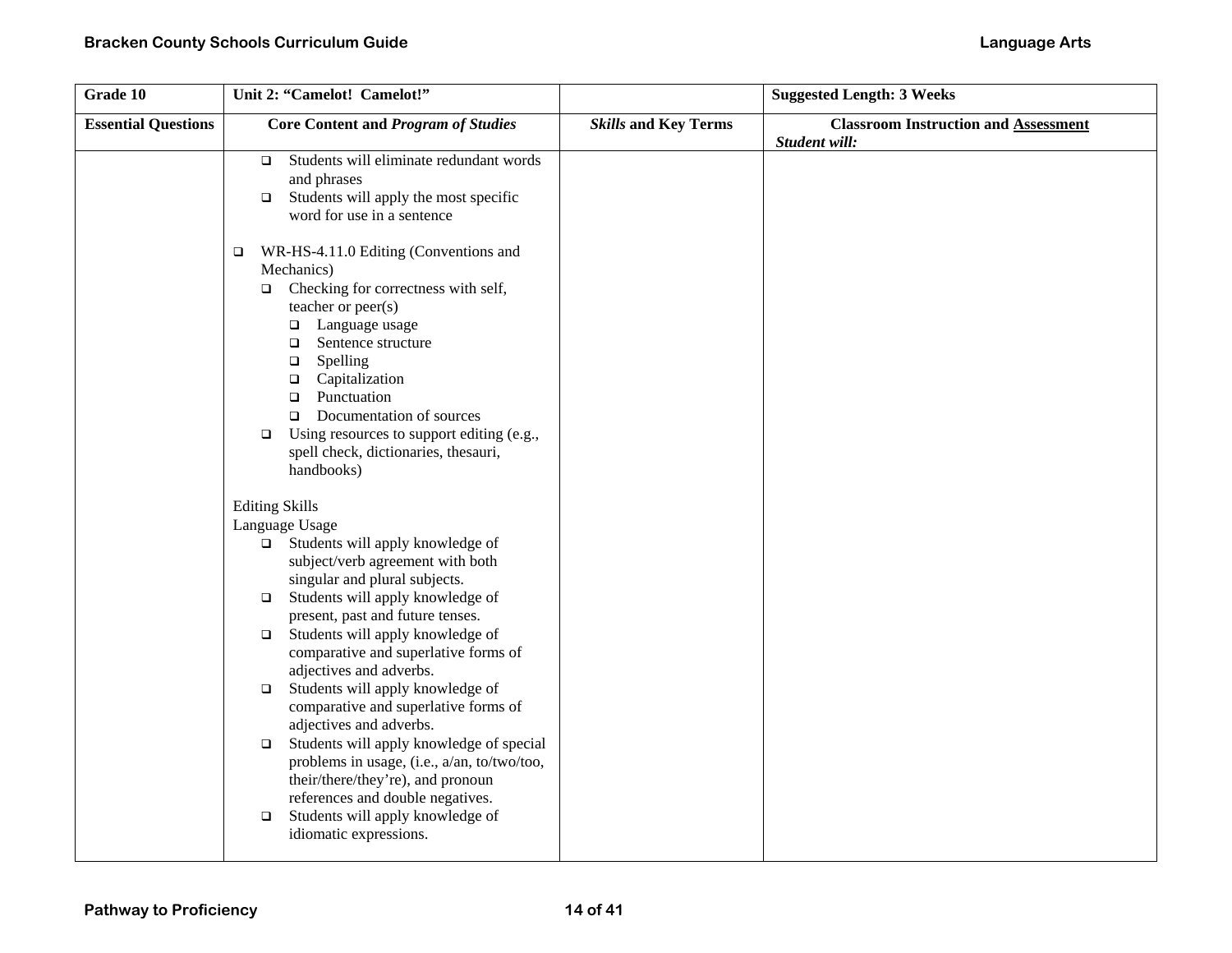| Grade 10 | Unit 2: "Camelot! Camelot!" | | Suggested Length: 3 Weeks |
|---|---|---|---|
| **Essential Questions** | **Core Content and *Program of Studies*** | ***Skills* and Key Terms** | **Classroom Instruction and Assessment**<br>***Student will:*** |
| | ❑ Students will eliminate redundant words and phrases<br>❑ Students will apply the most specific word for use in a sentence<br><br>❑ WR-HS-4.11.0 Editing (Conventions and Mechanics)<br>❑ Checking for correctness with self, teacher or peer(s)<br>❑ Language usage<br>❑ Sentence structure<br>❑ Spelling<br>❑ Capitalization<br>❑ Punctuation<br>❑ Documentation of sources<br>❑ Using resources to support editing (e.g., spell check, dictionaries, thesauri, handbooks)<br><br>Editing Skills<br>Language Usage<br>❑ Students will apply knowledge of subject/verb agreement with both singular and plural subjects.<br>❑ Students will apply knowledge of present, past and future tenses.<br>❑ Students will apply knowledge of comparative and superlative forms of adjectives and adverbs.<br>❑ Students will apply knowledge of comparative and superlative forms of adjectives and adverbs.<br>❑ Students will apply knowledge of special problems in usage, (i.e., a/an, to/two/too, their/there/they're), and pronoun references and double negatives.<br>❑ Students will apply knowledge of idiomatic expressions. | | |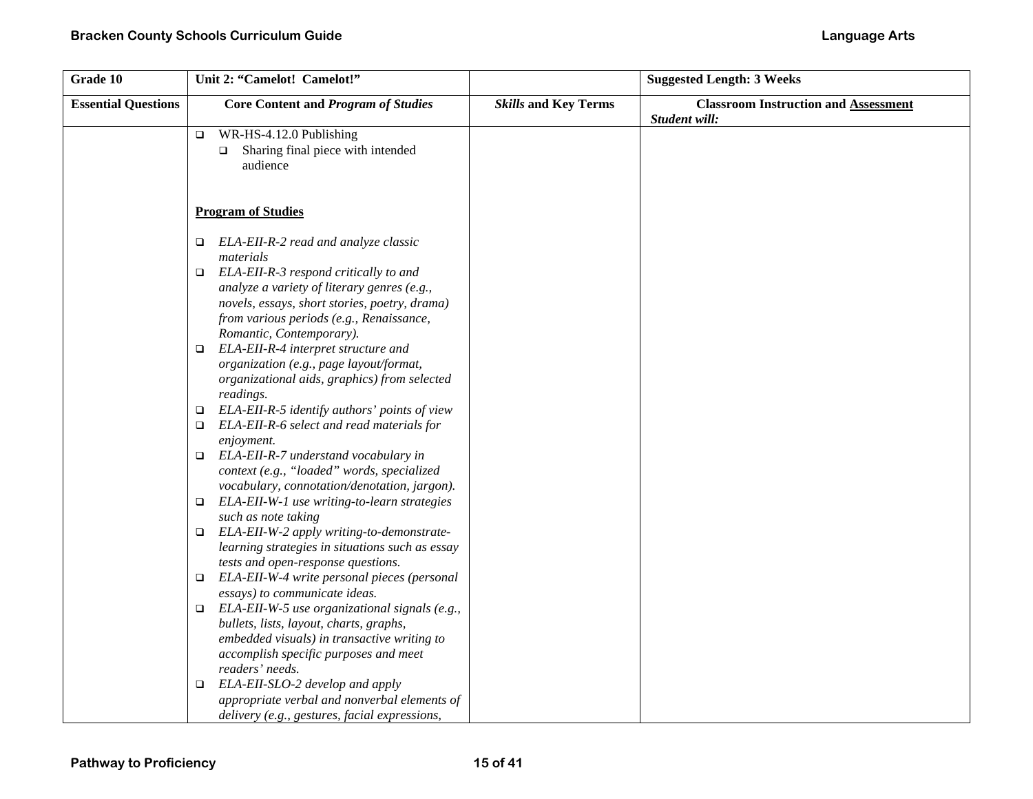| Grade 10 | Unit 2: "Camelot! Camelot!" | | Suggested Length: 3 Weeks |
|---|---|---|---|
| **Essential Questions** | **Core Content and *Program of Studies*** | ***Skills* and Key Terms** | **Classroom Instruction and Assessment** ***Student will:*** |
| | ❑ WR-HS-4.12.0 Publishing<br>❑ Sharing final piece with intended audience<br><br>**Program of Studies**<br><br>❑ *ELA-EII-R-2 read and analyze classic materials*<br>❑ *ELA-EII-R-3 respond critically to and analyze a variety of literary genres (e.g., novels, essays, short stories, poetry, drama) from various periods (e.g., Renaissance, Romantic, Contemporary).*<br>❑ *ELA-EII-R-4 interpret structure and organization (e.g., page layout/format, organizational aids, graphics) from selected readings.*<br>❑ *ELA-EII-R-5 identify authors' points of view*<br>❑ *ELA-EII-R-6 select and read materials for enjoyment.*<br>❑ *ELA-EII-R-7 understand vocabulary in context (e.g., "loaded" words, specialized vocabulary, connotation/denotation, jargon).*<br>❑ *ELA-EII-W-1 use writing-to-learn strategies such as note taking*<br>❑ *ELA-EII-W-2 apply writing-to-demonstrate-learning strategies in situations such as essay tests and open-response questions.*<br>❑ *ELA-EII-W-4 write personal pieces (personal essays) to communicate ideas.*<br>❑ *ELA-EII-W-5 use organizational signals (e.g., bullets, lists, layout, charts, graphs, embedded visuals) in transactive writing to accomplish specific purposes and meet readers' needs.*<br>❑ *ELA-EII-SLO-2 develop and apply appropriate verbal and nonverbal elements of delivery (e.g., gestures, facial expressions,* | | |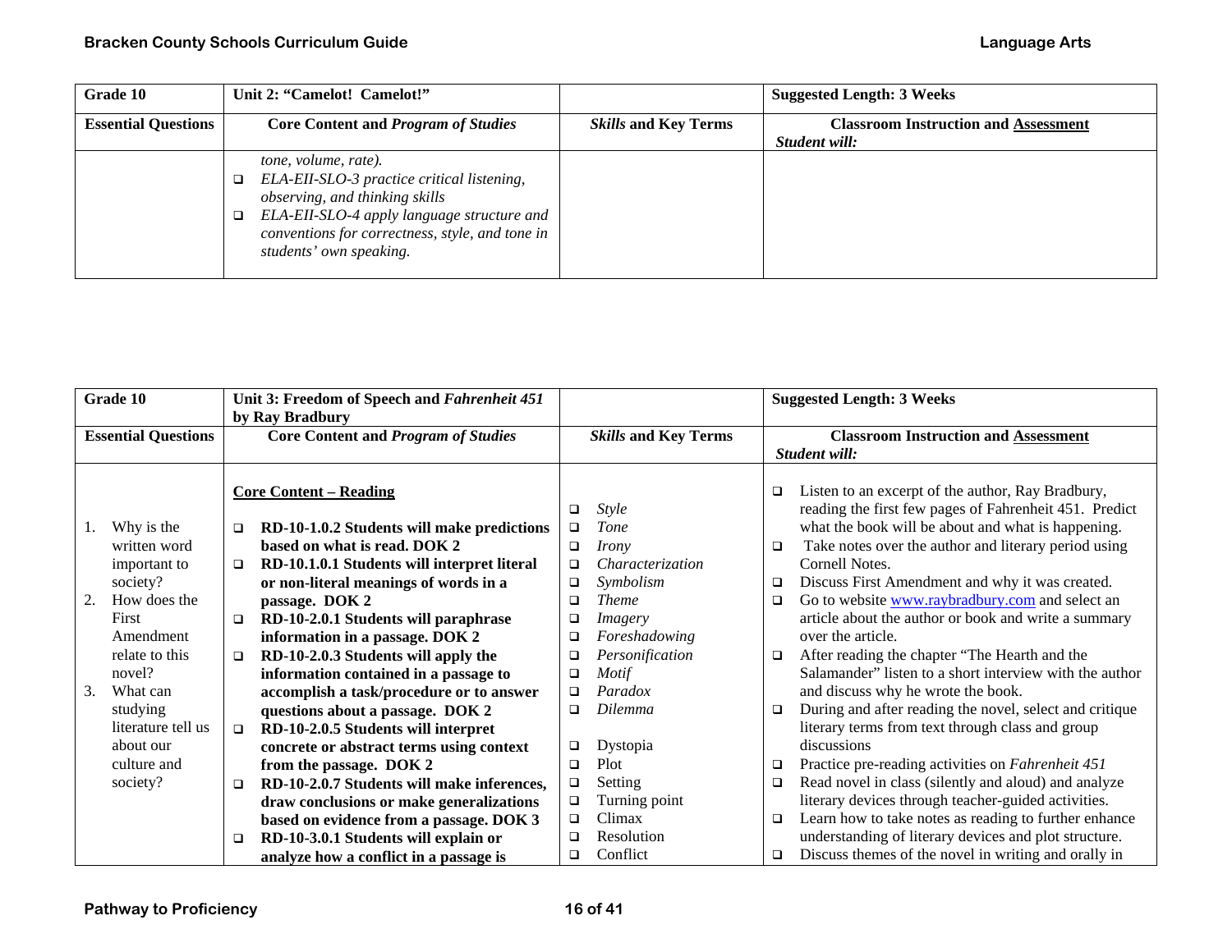| Grade 10 | Unit 2: "Camelot! Camelot!" | | Suggested Length: 3 Weeks |
|---|---|---|---|
| **Essential Questions** | **Core Content and *Program of Studies*** | ***Skills* and Key Terms** | **Classroom Instruction and Assessment** *Student will:* |
| | *tone, volume, rate).*<br>❑ *ELA-EII-SLO-3 practice critical listening, observing, and thinking skills*<br>❑ *ELA-EII-SLO-4 apply language structure and conventions for correctness, style, and tone in students' own speaking.* | | |

| Grade 10 | Unit 3: Freedom of Speech and *Fahrenheit 451* by Ray Bradbury | | Suggested Length: 3 Weeks |
|---|---|---|---|
| **Essential Questions** | **Core Content and *Program of Studies*** | ***Skills* and Key Terms** | **Classroom Instruction and Assessment** *Student will:* |
| 1. Why is the written word important to society?<br>2. How does the First Amendment relate to this novel?<br>3. What can studying literature tell us about our culture and society? | **Core Content – Reading**<br>❑ **RD-10-1.0.2 Students will make predictions based on what is read. DOK 2**<br>❑ **RD-10.1.0.1 Students will interpret literal or non-literal meanings of words in a passage. DOK 2**<br>❑ **RD-10-2.0.1 Students will paraphrase information in a passage. DOK 2**<br>❑ **RD-10-2.0.3 Students will apply the information contained in a passage to accomplish a task/procedure or to answer questions about a passage. DOK 2**<br>❑ **RD-10-2.0.5 Students will interpret concrete or abstract terms using context from the passage. DOK 2**<br>❑ **RD-10-2.0.7 Students will make inferences, draw conclusions or make generalizations based on evidence from a passage. DOK 3**<br>❑ **RD-10-3.0.1 Students will explain or analyze how a conflict in a passage is** | ❑ *Style*<br>❑ *Tone*<br>❑ *Irony*<br>❑ *Characterization*<br>❑ *Symbolism*<br>❑ *Theme*<br>❑ *Imagery*<br>❑ *Foreshadowing*<br>❑ *Personification*<br>❑ *Motif*<br>❑ *Paradox*<br>❑ *Dilemma*<br><br>❑ Dystopia<br>❑ Plot<br>❑ Setting<br>❑ Turning point<br>❑ Climax<br>❑ Resolution<br>❑ Conflict | ❑ Listen to an excerpt of the author, Ray Bradbury, reading the first few pages of Fahrenheit 451. Predict what the book will be about and what is happening.<br>❑ Take notes over the author and literary period using Cornell Notes.<br>❑ Discuss First Amendment and why it was created.<br>❑ Go to website www.raybradbury.com and select an article about the author or book and write a summary over the article.<br>❑ After reading the chapter "The Hearth and the Salamander" listen to a short interview with the author and discuss why he wrote the book.<br>❑ During and after reading the novel, select and critique literary terms from text through class and group discussions<br>❑ Practice pre-reading activities on *Fahrenheit 451*<br>❑ Read novel in class (silently and aloud) and analyze literary devices through teacher-guided activities.<br>❑ Learn how to take notes as reading to further enhance understanding of literary devices and plot structure.<br>❑ Discuss themes of the novel in writing and orally in |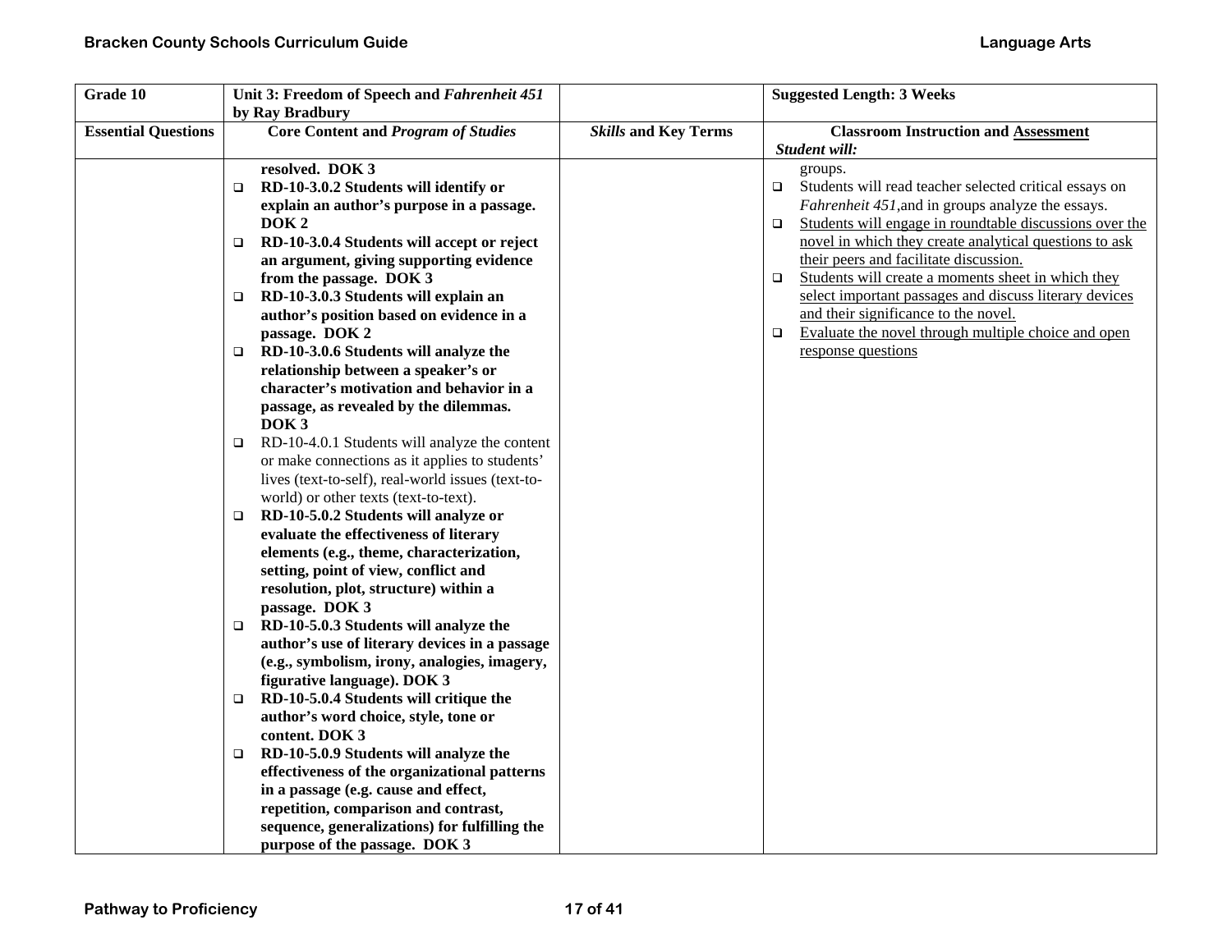| Grade 10 | Unit 3: Freedom of Speech and *Fahrenheit 451* by Ray Bradbury | | Suggested Length: 3 Weeks |
|---|---|---|---|
| **Essential Questions** | **Core Content and *Program of Studies*** | ***Skills* and Key Terms** | **Classroom Instruction and Assessment** ***Student will:*** |
| | **resolved. DOK 3**<br>❑ **RD-10-3.0.2 Students will identify or explain an author's purpose in a passage. DOK 2**<br>❑ **RD-10-3.0.4 Students will accept or reject an argument, giving supporting evidence from the passage. DOK 3**<br>❑ **RD-10-3.0.3 Students will explain an author's position based on evidence in a passage. DOK 2**<br>❑ **RD-10-3.0.6 Students will analyze the relationship between a speaker's or character's motivation and behavior in a passage, as revealed by the dilemmas. DOK 3**<br>❑ RD-10-4.0.1 Students will analyze the content or make connections as it applies to students' lives (text-to-self), real-world issues (text-to-world) or other texts (text-to-text).<br>❑ **RD-10-5.0.2 Students will analyze or evaluate the effectiveness of literary elements (e.g., theme, characterization, setting, point of view, conflict and resolution, plot, structure) within a passage. DOK 3**<br>❑ **RD-10-5.0.3 Students will analyze the author's use of literary devices in a passage (e.g., symbolism, irony, analogies, imagery, figurative language). DOK 3**<br>❑ **RD-10-5.0.4 Students will critique the author's word choice, style, tone or content. DOK 3**<br>❑ **RD-10-5.0.9 Students will analyze the effectiveness of the organizational patterns in a passage (e.g. cause and effect, repetition, comparison and contrast, sequence, generalizations) for fulfilling the purpose of the passage. DOK 3** | | groups.<br>❑ Students will read teacher selected critical essays on *Fahrenheit 451*,and in groups analyze the essays.<br>❑ Students will engage in roundtable discussions over the novel in which they create analytical questions to ask their peers and facilitate discussion.<br>❑ Students will create a moments sheet in which they select important passages and discuss literary devices and their significance to the novel.<br>❑ Evaluate the novel through multiple choice and open response questions |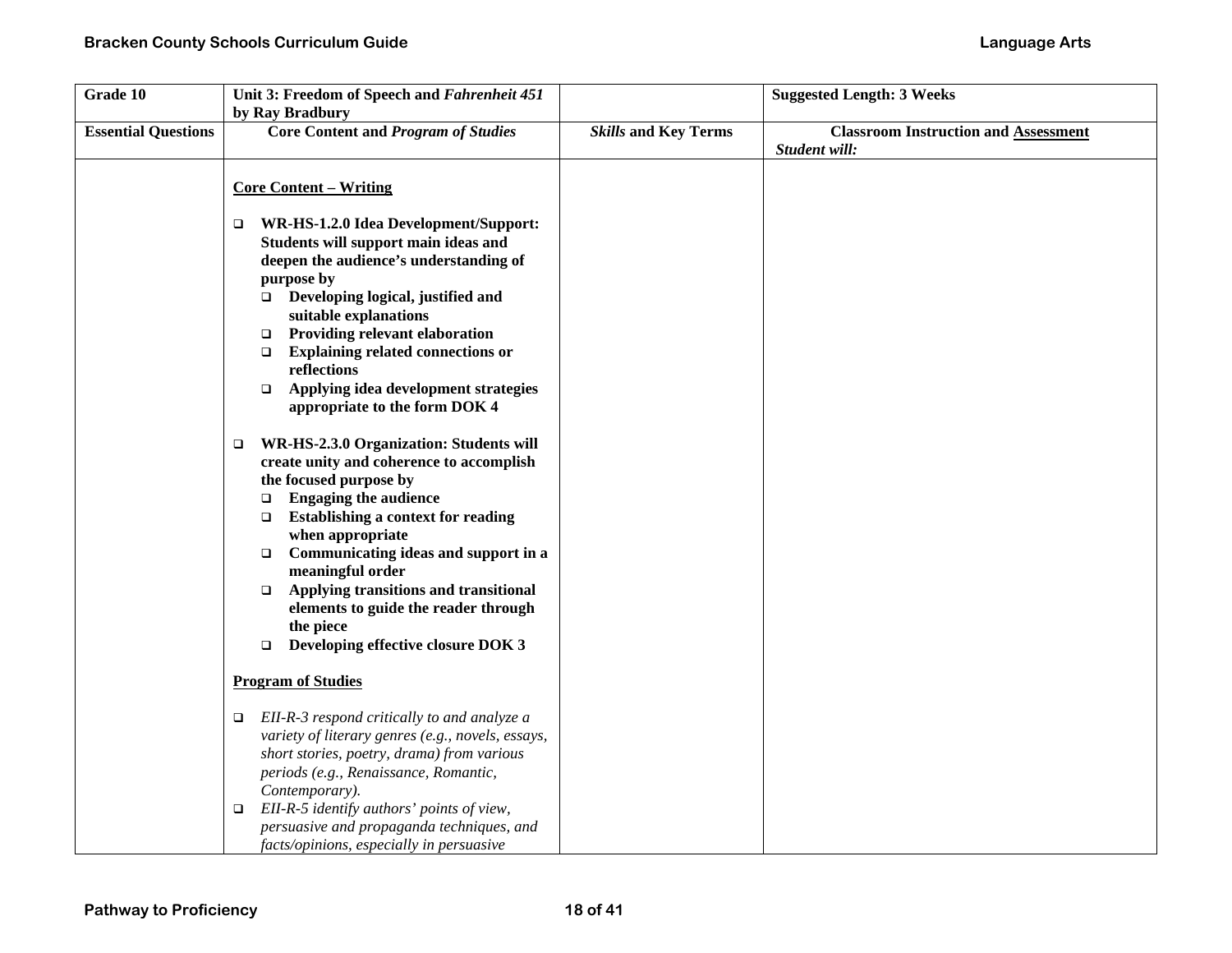| Grade 10 | Unit 3: Freedom of Speech and *Fahrenheit 451* by Ray Bradbury | | Suggested Length: 3 Weeks |
|---|---|---|---|
| **Essential Questions** | **Core Content and *Program of Studies*** | ***Skills* and Key Terms** | **Classroom Instruction and Assessment** ***Student will:*** |
| | **Core Content – Writing**<br><br>❑ **WR-HS-1.2.0 Idea Development/Support: Students will support main ideas and deepen the audience's understanding of purpose by**<br>❑ **Developing logical, justified and suitable explanations**<br>❑ **Providing relevant elaboration**<br>❑ **Explaining related connections or reflections**<br>❑ **Applying idea development strategies appropriate to the form DOK 4**<br><br>❑ **WR-HS-2.3.0 Organization: Students will create unity and coherence to accomplish the focused purpose by**<br>❑ **Engaging the audience**<br>❑ **Establishing a context for reading when appropriate**<br>❑ **Communicating ideas and support in a meaningful order**<br>❑ **Applying transitions and transitional elements to guide the reader through the piece**<br>❑ **Developing effective closure DOK 3**<br><br>**Program of Studies**<br><br>❑ *EII-R-3 respond critically to and analyze a variety of literary genres (e.g., novels, essays, short stories, poetry, drama) from various periods (e.g., Renaissance, Romantic, Contemporary).*<br>❑ *EII-R-5 identify authors' points of view, persuasive and propaganda techniques, and facts/opinions, especially in persuasive* | | |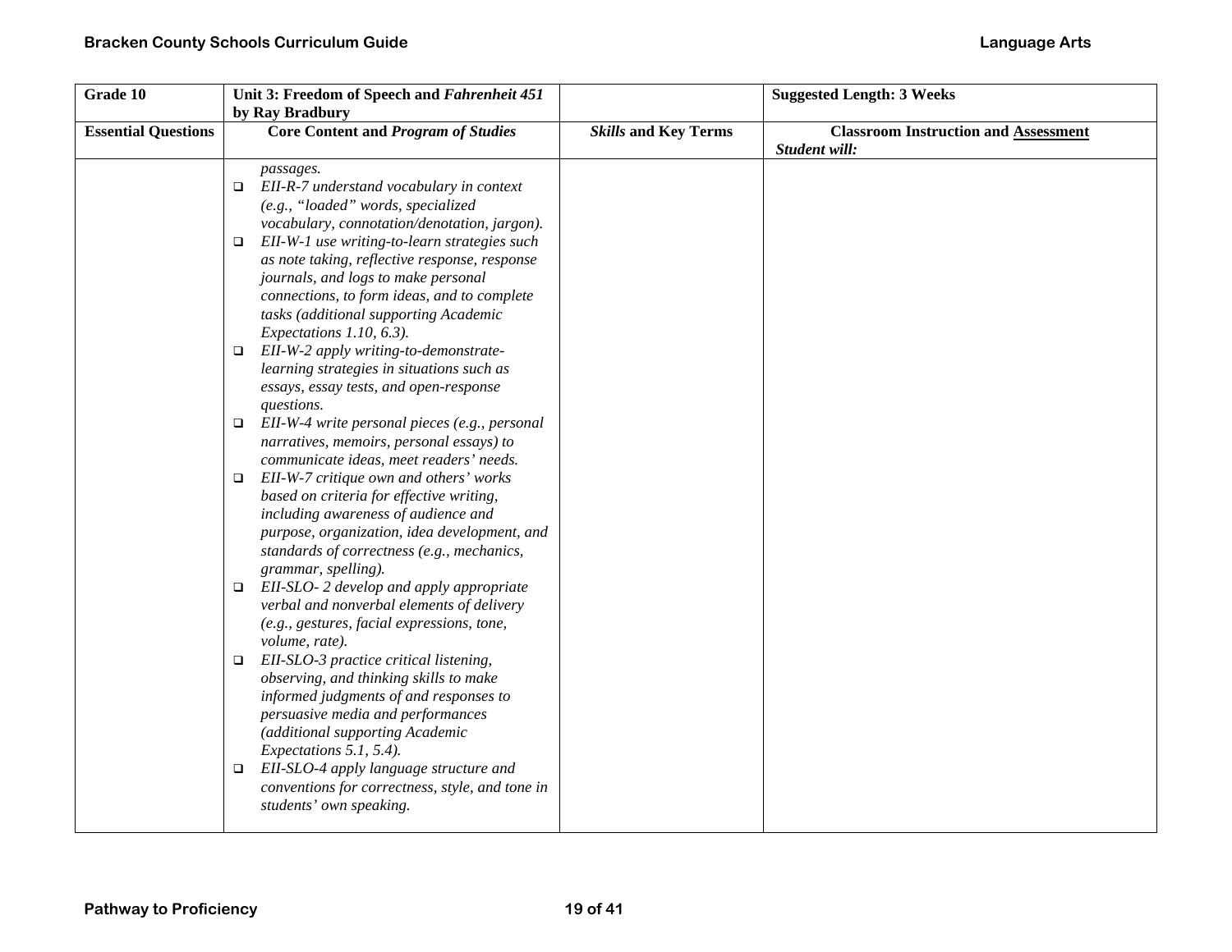| Grade 10 | Unit 3: Freedom of Speech and *Fahrenheit 451* by Ray Bradbury | | Suggested Length: 3 Weeks |
|---|---|---|---|
| **Essential Questions** | **Core Content and *Program of Studies*** | ***Skills* and Key Terms** | **Classroom Instruction and Assessment** ***Student will:*** |
| | *passages.*<br>❑ *EII-R-7 understand vocabulary in context (e.g., "loaded" words, specialized vocabulary, connotation/denotation, jargon).*<br>❑ *EII-W-1 use writing-to-learn strategies such as note taking, reflective response, response journals, and logs to make personal connections, to form ideas, and to complete tasks (additional supporting Academic Expectations 1.10, 6.3).*<br>❑ *EII-W-2 apply writing-to-demonstrate-learning strategies in situations such as essays, essay tests, and open-response questions.*<br>❑ *EII-W-4 write personal pieces (e.g., personal narratives, memoirs, personal essays) to communicate ideas, meet readers' needs.*<br>❑ *EII-W-7 critique own and others' works based on criteria for effective writing, including awareness of audience and purpose, organization, idea development, and standards of correctness (e.g., mechanics, grammar, spelling).*<br>❑ *EII-SLO- 2 develop and apply appropriate verbal and nonverbal elements of delivery (e.g., gestures, facial expressions, tone, volume, rate).*<br>❑ *EII-SLO-3 practice critical listening, observing, and thinking skills to make informed judgments of and responses to persuasive media and performances (additional supporting Academic Expectations 5.1, 5.4).*<br>❑ *EII-SLO-4 apply language structure and conventions for correctness, style, and tone in students' own speaking.* | | |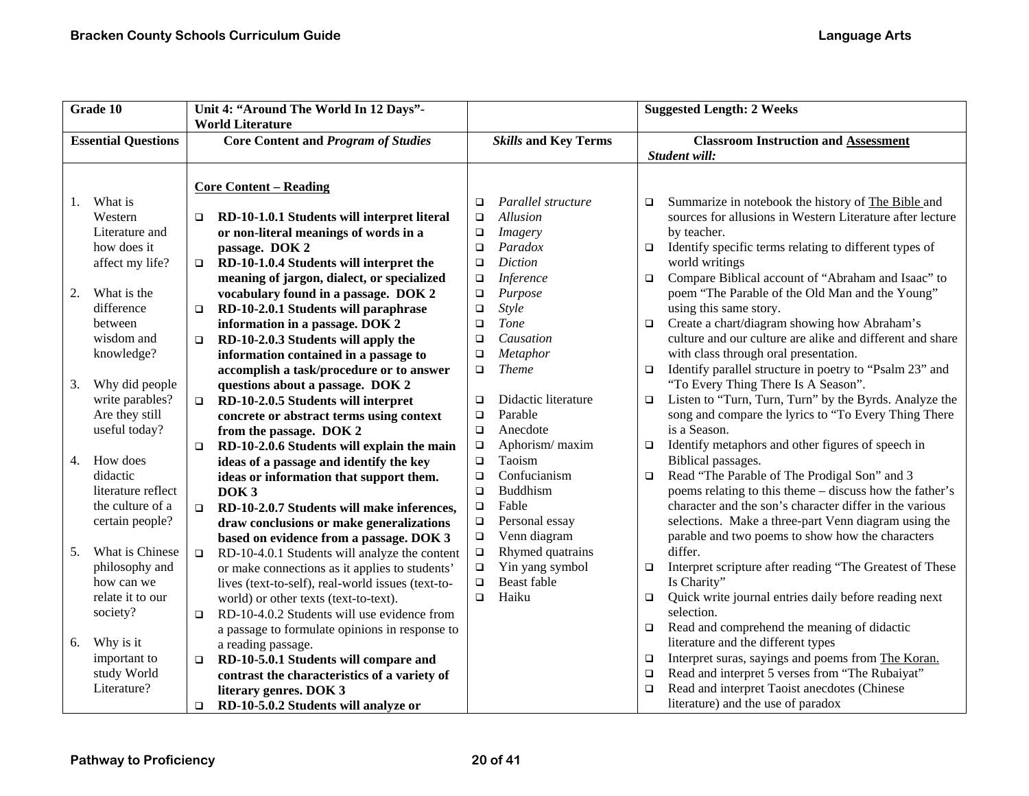| Grade 10 | Unit 4: "Around The World In 12 Days"- World Literature | | Suggested Length: 2 Weeks |
|---|---|---|---|
| **Essential Questions** | **Core Content and *Program of Studies*** | ***Skills* and Key Terms** | **Classroom Instruction and Assessment** *Student will:* |
| 1. What is Western Literature and how does it affect my life?<br><br>2. What is the difference between wisdom and knowledge?<br><br>3. Why did people write parables? Are they still useful today?<br><br>4. How does didactic literature reflect the culture of a certain people?<br><br>5. What is Chinese philosophy and how can we relate it to our society?<br><br>6. Why is it important to study World Literature? | **Core Content – Reading**<br><br>❑ **RD-10-1.0.1 Students will interpret literal or non-literal meanings of words in a passage. DOK 2**<br>❑ **RD-10-1.0.4 Students will interpret the meaning of jargon, dialect, or specialized vocabulary found in a passage. DOK 2**<br>❑ **RD-10-2.0.1 Students will paraphrase information in a passage. DOK 2**<br>❑ **RD-10-2.0.3 Students will apply the information contained in a passage to accomplish a task/procedure or to answer questions about a passage. DOK 2**<br>❑ **RD-10-2.0.5 Students will interpret concrete or abstract terms using context from the passage. DOK 2**<br>❑ **RD-10-2.0.6 Students will explain the main ideas of a passage and identify the key ideas or information that support them. DOK 3**<br>❑ **RD-10-2.0.7 Students will make inferences, draw conclusions or make generalizations based on evidence from a passage. DOK 3**<br>❑ RD-10-4.0.1 Students will analyze the content or make connections as it applies to students' lives (text-to-self), real-world issues (text-to-world) or other texts (text-to-text).<br>❑ RD-10-4.0.2 Students will use evidence from a passage to formulate opinions in response to a reading passage.<br>❑ **RD-10-5.0.1 Students will compare and contrast the characteristics of a variety of literary genres. DOK 3**<br>❑ **RD-10-5.0.2 Students will analyze or** | ❑ *Parallel structure*<br>❑ *Allusion*<br>❑ *Imagery*<br>❑ *Paradox*<br>❑ *Diction*<br>❑ *Inference*<br>❑ *Purpose*<br>❑ *Style*<br>❑ *Tone*<br>❑ *Causation*<br>❑ *Metaphor*<br>❑ *Theme*<br><br>❑ Didactic literature<br>❑ Parable<br>❑ Anecdote<br>❑ Aphorism/ maxim<br>❑ Taoism<br>❑ Confucianism<br>❑ Buddhism<br>❑ Fable<br>❑ Personal essay<br>❑ Venn diagram<br>❑ Rhymed quatrains<br>❑ Yin yang symbol<br>❑ Beast fable<br>❑ Haiku | ❑ Summarize in notebook the history of The Bible and sources for allusions in Western Literature after lecture by teacher.<br>❑ Identify specific terms relating to different types of world writings<br>❑ Compare Biblical account of "Abraham and Isaac" to poem "The Parable of the Old Man and the Young" using this same story.<br>❑ Create a chart/diagram showing how Abraham's culture and our culture are alike and different and share with class through oral presentation.<br>❑ Identify parallel structure in poetry to "Psalm 23" and "To Every Thing There Is A Season".<br>❑ Listen to "Turn, Turn, Turn" by the Byrds. Analyze the song and compare the lyrics to "To Every Thing There is a Season."<br>❑ Identify metaphors and other figures of speech in Biblical passages.<br>❑ Read "The Parable of The Prodigal Son" and 3 poems relating to this theme – discuss how the father's character and the son's character differ in the various selections. Make a three-part Venn diagram using the parable and two poems to show how the characters differ.<br>❑ Interpret scripture after reading "The Greatest of These Is Charity"<br>❑ Quick write journal entries daily before reading next selection.<br>❑ Read and comprehend the meaning of didactic literature and the different types<br>❑ Interpret suras, sayings and poems from The Koran.<br>❑ Read and interpret 5 verses from "The Rubaiyat"<br>❑ Read and interpret Taoist anecdotes (Chinese literature) and the use of paradox |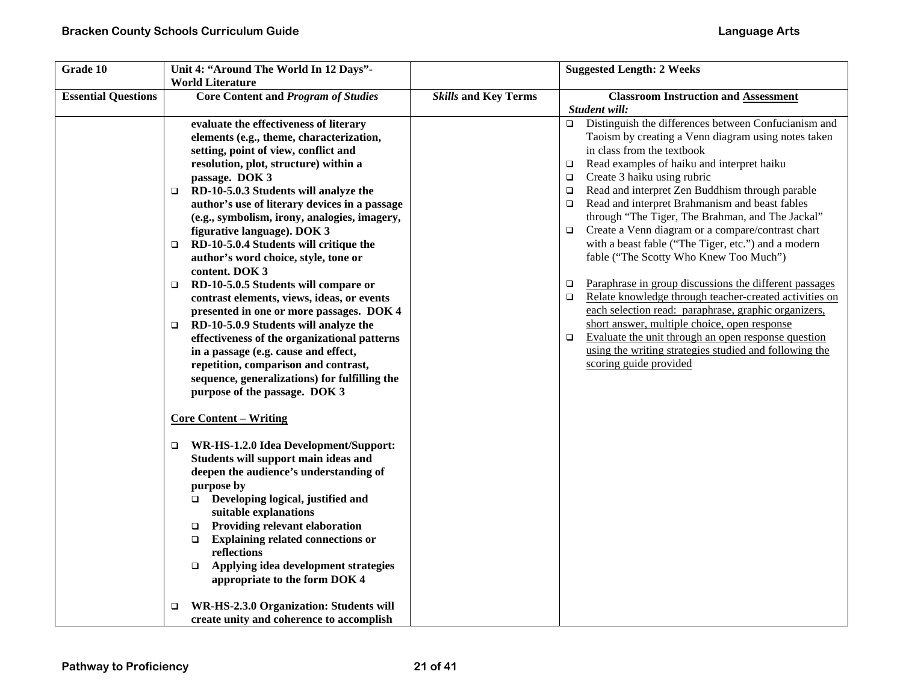| Grade 10 | Unit 4: "Around The World In 12 Days"- World Literature | | Suggested Length: 2 Weeks |
|---|---|---|---|
| **Essential Questions** | **Core Content and *Program of Studies*** | ***Skills* and Key Terms** | **Classroom Instruction and <u>Assessment</u>**<br>***Student will:*** |
| | **evaluate the effectiveness of literary elements (e.g., theme, characterization, setting, point of view, conflict and resolution, plot, structure) within a passage. DOK 3**<br>❑ **RD-10-5.0.3 Students will analyze the author's use of literary devices in a passage (e.g., symbolism, irony, analogies, imagery, figurative language). DOK 3**<br>❑ **RD-10-5.0.4 Students will critique the author's word choice, style, tone or content. DOK 3**<br>❑ **RD-10-5.0.5 Students will compare or contrast elements, views, ideas, or events presented in one or more passages. DOK 4**<br>❑ **RD-10-5.0.9 Students will analyze the effectiveness of the organizational patterns in a passage (e.g. cause and effect, repetition, comparison and contrast, sequence, generalizations) for fulfilling the purpose of the passage. DOK 3**<br><br>**<u>Core Content – Writing</u>**<br><br>❑ **WR-HS-1.2.0 Idea Development/Support: Students will support main ideas and deepen the audience's understanding of purpose by**<br>❑ **Developing logical, justified and suitable explanations**<br>❑ **Providing relevant elaboration**<br>❑ **Explaining related connections or reflections**<br>❑ **Applying idea development strategies appropriate to the form DOK 4**<br><br>❑ **WR-HS-2.3.0 Organization: Students will create unity and coherence to accomplish** | | ❑ Distinguish the differences between Confucianism and Taoism by creating a Venn diagram using notes taken in class from the textbook<br>❑ Read examples of haiku and interpret haiku<br>❑ Create 3 haiku using rubric<br>❑ Read and interpret Zen Buddhism through parable<br>❑ Read and interpret Brahmanism and beast fables through "The Tiger, The Brahman, and The Jackal"<br>❑ Create a Venn diagram or a compare/contrast chart with a beast fable ("The Tiger, etc.") and a modern fable ("The Scotty Who Knew Too Much")<br><br>❑ <u>Paraphrase in group discussions the different passages</u><br>❑ <u>Relate knowledge through teacher-created activities on each selection read: paraphrase, graphic organizers, short answer, multiple choice, open response</u><br>❑ <u>Evaluate the unit through an open response question using the writing strategies studied and following the scoring guide provided</u> |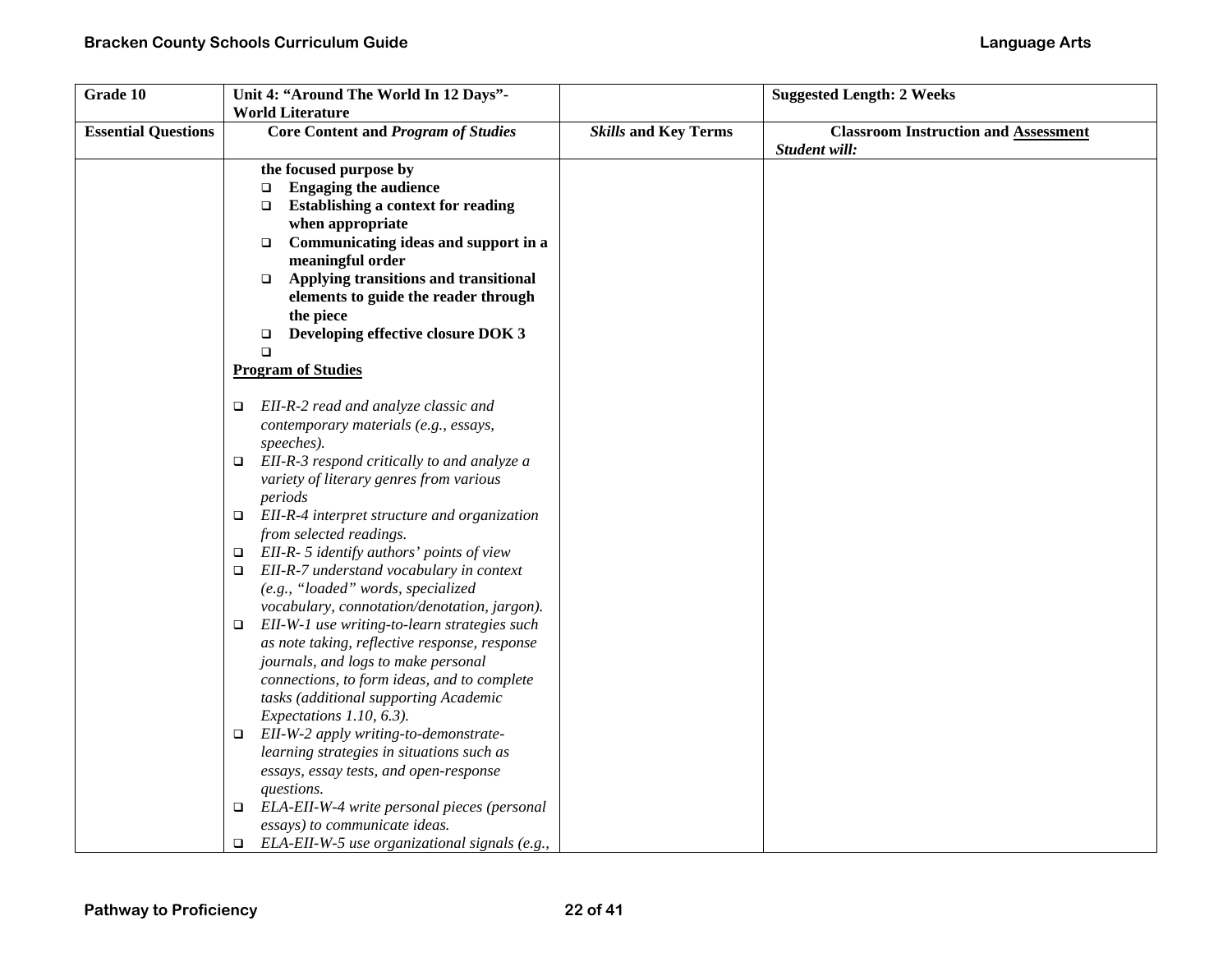| Grade 10 | Unit 4: "Around The World In 12 Days"- World Literature | | Suggested Length: 2 Weeks |
|---|---|---|---|
| **Essential Questions** | **Core Content and *Program of Studies*** | ***Skills* and Key Terms** | **Classroom Instruction and Assessment** ***Student will:*** |
| | **the focused purpose by** <br> ❑ **Engaging the audience** <br> ❑ **Establishing a context for reading when appropriate** <br> ❑ **Communicating ideas and support in a meaningful order** <br> ❑ **Applying transitions and transitional elements to guide the reader through the piece** <br> ❑ **Developing effective closure DOK 3** <br> ❑ <br><br> **Program of Studies** <br><br> ❑ *EII-R-2 read and analyze classic and contemporary materials (e.g., essays, speeches).* <br> ❑ *EII-R-3 respond critically to and analyze a variety of literary genres from various periods* <br> ❑ *EII-R-4 interpret structure and organization from selected readings.* <br> ❑ *EII-R- 5 identify authors' points of view* <br> ❑ *EII-R-7 understand vocabulary in context (e.g., "loaded" words, specialized vocabulary, connotation/denotation, jargon).* <br> ❑ *EII-W-1 use writing-to-learn strategies such as note taking, reflective response, response journals, and logs to make personal connections, to form ideas, and to complete tasks (additional supporting Academic Expectations 1.10, 6.3).* <br> ❑ *EII-W-2 apply writing-to-demonstrate-learning strategies in situations such as essays, essay tests, and open-response questions.* <br> ❑ *ELA-EII-W-4 write personal pieces (personal essays) to communicate ideas.* <br> ❑ *ELA-EII-W-5 use organizational signals (e.g.,* | | |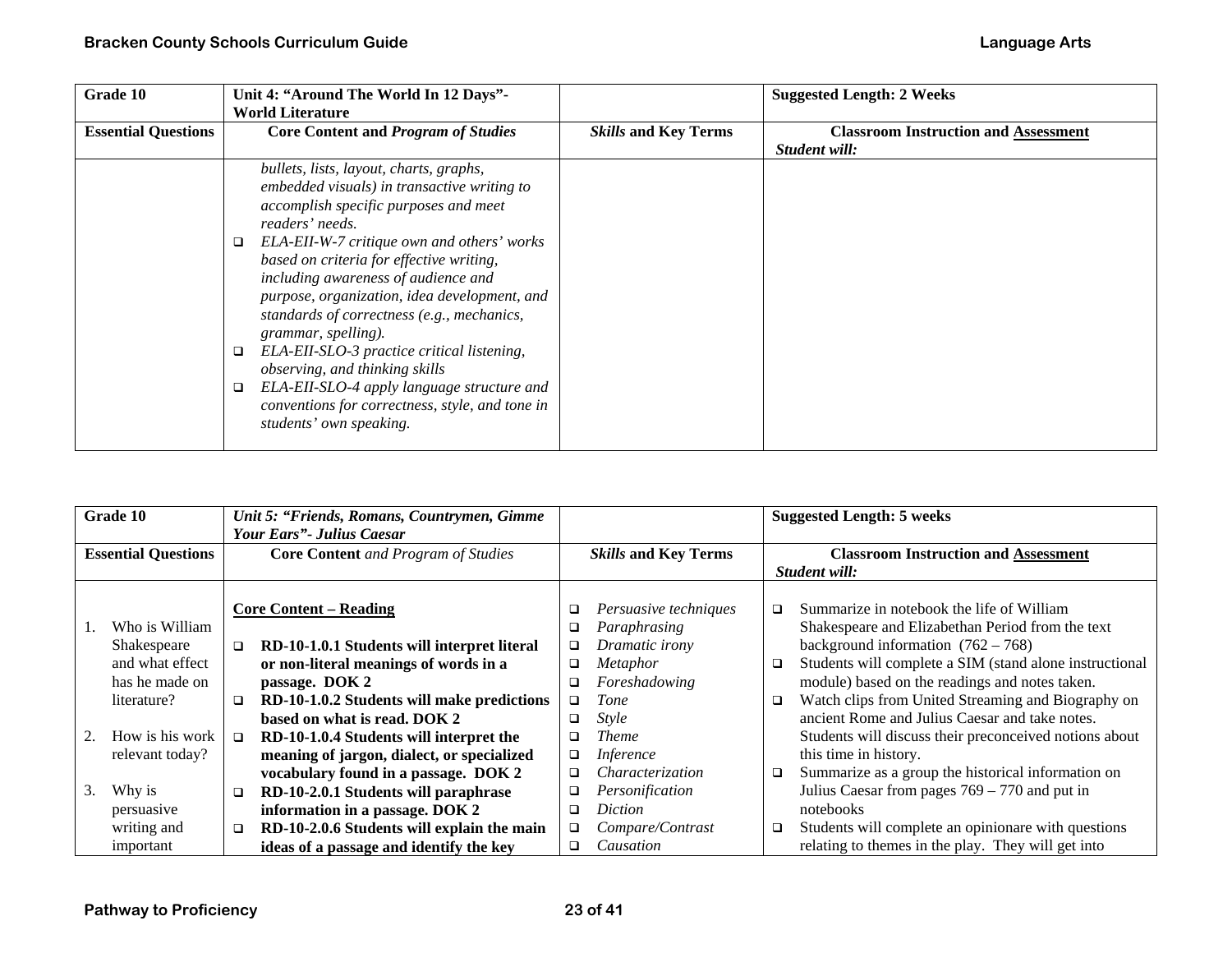| Grade 10 | Unit 4: "Around The World In 12 Days"- World Literature | | Suggested Length: 2 Weeks |
|---|---|---|---|
| **Essential Questions** | **Core Content and *Program of Studies*** | ***Skills* and Key Terms** | **Classroom Instruction and Assessment** ***Student will:*** |
| | *bullets, lists, layout, charts, graphs, embedded visuals) in transactive writing to accomplish specific purposes and meet readers' needs.*<br>❑ *ELA-EII-W-7 critique own and others' works based on criteria for effective writing, including awareness of audience and purpose, organization, idea development, and standards of correctness (e.g., mechanics, grammar, spelling).*<br>❑ *ELA-EII-SLO-3 practice critical listening, observing, and thinking skills*<br>❑ *ELA-EII-SLO-4 apply language structure and conventions for correctness, style, and tone in students' own speaking.* | | |

| Grade 10 | *Unit 5: "Friends, Romans, Countrymen, Gimme Your Ears"- Julius Caesar* | | Suggested Length: 5 weeks |
|---|---|---|---|
| **Essential Questions** | **Core Content** *and Program of Studies* | ***Skills* and Key Terms** | **Classroom Instruction and Assessment** ***Student will:*** |
| 1. Who is William Shakespeare and what effect has he made on literature?<br><br>2. How is his work relevant today?<br><br>3. Why is persuasive writing and important | **Core Content – Reading**<br><br>❑ **RD-10-1.0.1 Students will interpret literal or non-literal meanings of words in a passage. DOK 2**<br>❑ **RD-10-1.0.2 Students will make predictions based on what is read. DOK 2**<br>❑ **RD-10-1.0.4 Students will interpret the meaning of jargon, dialect, or specialized vocabulary found in a passage. DOK 2**<br>❑ **RD-10-2.0.1 Students will paraphrase information in a passage. DOK 2**<br>❑ **RD-10-2.0.6 Students will explain the main ideas of a passage and identify the key** | ❑ *Persuasive techniques*<br>❑ *Paraphrasing*<br>❑ *Dramatic irony*<br>❑ *Metaphor*<br>❑ *Foreshadowing*<br>❑ *Tone*<br>❑ *Style*<br>❑ *Theme*<br>❑ *Inference*<br>❑ *Characterization*<br>❑ *Personification*<br>❑ *Diction*<br>❑ *Compare/Contrast*<br>❑ *Causation* | ❑ Summarize in notebook the life of William Shakespeare and Elizabethan Period from the text background information (762 – 768)<br>❑ Students will complete a SIM (stand alone instructional module) based on the readings and notes taken.<br>❑ Watch clips from United Streaming and Biography on ancient Rome and Julius Caesar and take notes. Students will discuss their preconceived notions about this time in history.<br>❑ Summarize as a group the historical information on Julius Caesar from pages 769 – 770 and put in notebooks<br>❑ Students will complete an opinionare with questions relating to themes in the play. They will get into |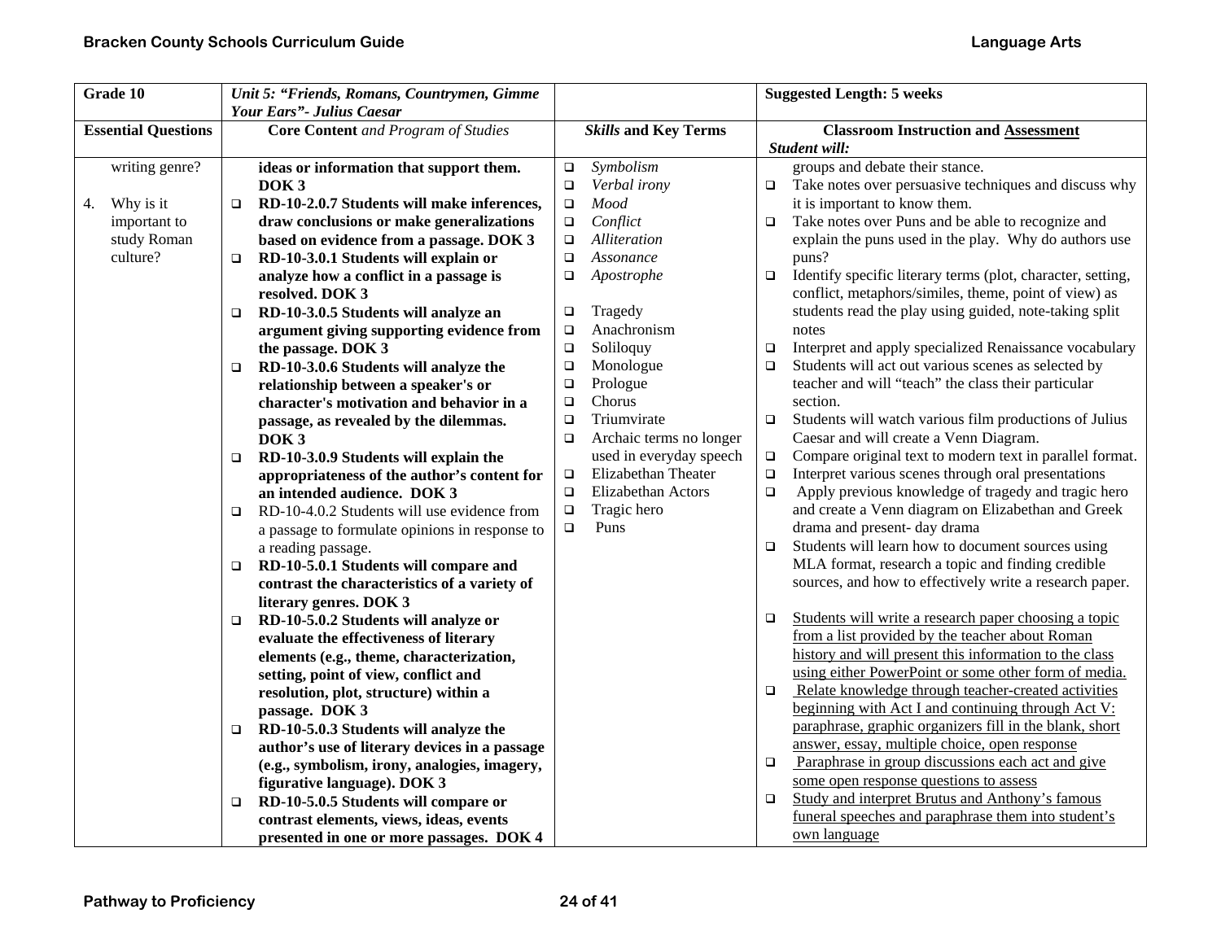| Grade 10 | *Unit 5: "Friends, Romans, Countrymen, Gimme Your Ears"- Julius Caesar* | | **Suggested Length: 5 weeks** |
|---|---|---|---|
| **Essential Questions** | **Core Content** *and Program of Studies* | ***Skills* and Key Terms** | **Classroom Instruction and <u>Assessment</u>** *Student will:* |
| writing genre?<br><br>4. Why is it important to study Roman culture? | **ideas or information that support them. DOK 3**<br>❑ **RD-10-2.0.7 Students will make inferences, draw conclusions or make generalizations based on evidence from a passage. DOK 3**<br>❑ **RD-10-3.0.1 Students will explain or analyze how a conflict in a passage is resolved. DOK 3**<br>❑ **RD-10-3.0.5 Students will analyze an argument giving supporting evidence from the passage. DOK 3**<br>❑ **RD-10-3.0.6 Students will analyze the relationship between a speaker's or character's motivation and behavior in a passage, as revealed by the dilemmas. DOK 3**<br>❑ **RD-10-3.0.9 Students will explain the appropriateness of the author's content for an intended audience. DOK 3**<br>❑ RD-10-4.0.2 Students will use evidence from a passage to formulate opinions in response to a reading passage.<br>❑ **RD-10-5.0.1 Students will compare and contrast the characteristics of a variety of literary genres. DOK 3**<br>❑ **RD-10-5.0.2 Students will analyze or evaluate the effectiveness of literary elements (e.g., theme, characterization, setting, point of view, conflict and resolution, plot, structure) within a passage. DOK 3**<br>❑ **RD-10-5.0.3 Students will analyze the author's use of literary devices in a passage (e.g., symbolism, irony, analogies, imagery, figurative language). DOK 3**<br>❑ **RD-10-5.0.5 Students will compare or contrast elements, views, ideas, events presented in one or more passages. DOK 4** | ❑ *Symbolism*<br>❑ *Verbal irony*<br>❑ *Mood*<br>❑ *Conflict*<br>❑ *Alliteration*<br>❑ *Assonance*<br>❑ *Apostrophe*<br><br>❑ Tragedy<br>❑ Anachronism<br>❑ Soliloquy<br>❑ Monologue<br>❑ Prologue<br>❑ Chorus<br>❑ Triumvirate<br>❑ Archaic terms no longer used in everyday speech<br>❑ Elizabethan Theater<br>❑ Elizabethan Actors<br>❑ Tragic hero<br>❑ Puns | groups and debate their stance.<br>❑ Take notes over persuasive techniques and discuss why it is important to know them.<br>❑ Take notes over Puns and be able to recognize and explain the puns used in the play. Why do authors use puns?<br>❑ Identify specific literary terms (plot, character, setting, conflict, metaphors/similes, theme, point of view) as students read the play using guided, note-taking split notes<br>❑ Interpret and apply specialized Renaissance vocabulary<br>❑ Students will act out various scenes as selected by teacher and will "teach" the class their particular section.<br>❑ Students will watch various film productions of Julius Caesar and will create a Venn Diagram.<br>❑ Compare original text to modern text in parallel format.<br>❑ Interpret various scenes through oral presentations<br>❑ Apply previous knowledge of tragedy and tragic hero and create a Venn diagram on Elizabethan and Greek drama and present- day drama<br>❑ Students will learn how to document sources using MLA format, research a topic and finding credible sources, and how to effectively write a research paper.<br><br>❑ <u>Students will write a research paper choosing a topic from a list provided by the teacher about Roman history and will present this information to the class using either PowerPoint or some other form of media.</u><br>❑ <u>Relate knowledge through teacher-created activities beginning with Act I and continuing through Act V: paraphrase, graphic organizers fill in the blank, short answer, essay, multiple choice, open response</u><br>❑ <u>Paraphrase in group discussions each act and give some open response questions to assess</u><br>❑ <u>Study and interpret Brutus and Anthony's famous funeral speeches and paraphrase them into student's own language</u> |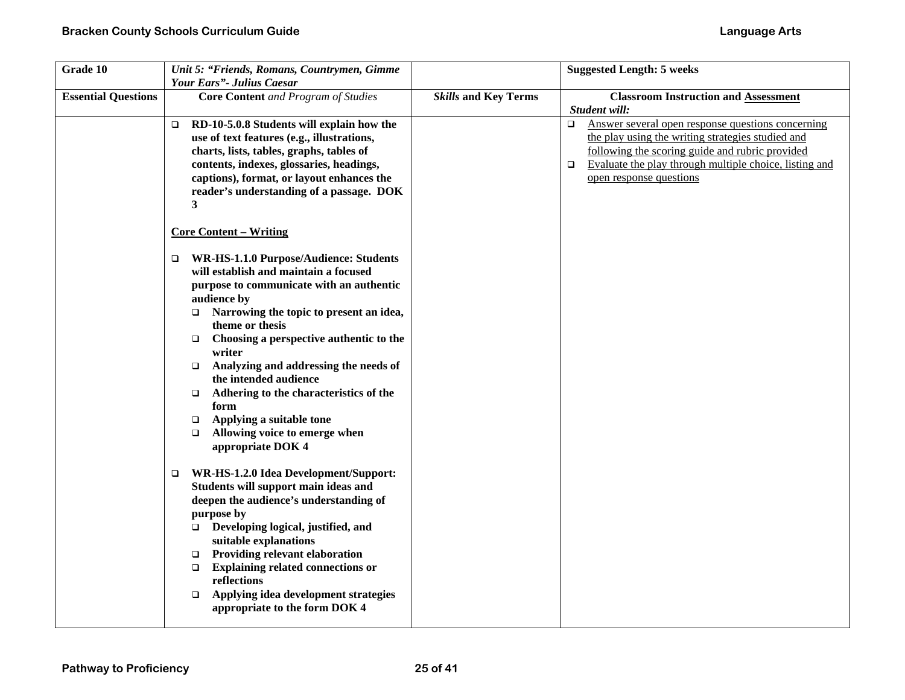| Grade 10 | *Unit 5: "Friends, Romans, Countrymen, Gimme Your Ears"- Julius Caesar* | | **Suggested Length: 5 weeks** |
|---|---|---|---|
| **Essential Questions** | **Core Content** *and Program of Studies* | ***Skills* and Key Terms** | **Classroom Instruction and Assessment** ***Student will:*** |
| | ❑ **RD-10-5.0.8 Students will explain how the use of text features (e.g., illustrations, charts, lists, tables, graphs, tables of contents, indexes, glossaries, headings, captions), format, or layout enhances the reader's understanding of a passage. DOK 3**<br><br>**Core Content – Writing**<br><br>❑ **WR-HS-1.1.0 Purpose/Audience: Students will establish and maintain a focused purpose to communicate with an authentic audience by**<br>❑ **Narrowing the topic to present an idea, theme or thesis**<br>❑ **Choosing a perspective authentic to the writer**<br>❑ **Analyzing and addressing the needs of the intended audience**<br>❑ **Adhering to the characteristics of the form**<br>❑ **Applying a suitable tone**<br>❑ **Allowing voice to emerge when appropriate DOK 4**<br><br>❑ **WR-HS-1.2.0 Idea Development/Support: Students will support main ideas and deepen the audience's understanding of purpose by**<br>❑ **Developing logical, justified, and suitable explanations**<br>❑ **Providing relevant elaboration**<br>❑ **Explaining related connections or reflections**<br>❑ **Applying idea development strategies appropriate to the form DOK 4** | | ❑ Answer several open response questions concerning the play using the writing strategies studied and following the scoring guide and rubric provided<br>❑ Evaluate the play through multiple choice, listing and open response questions |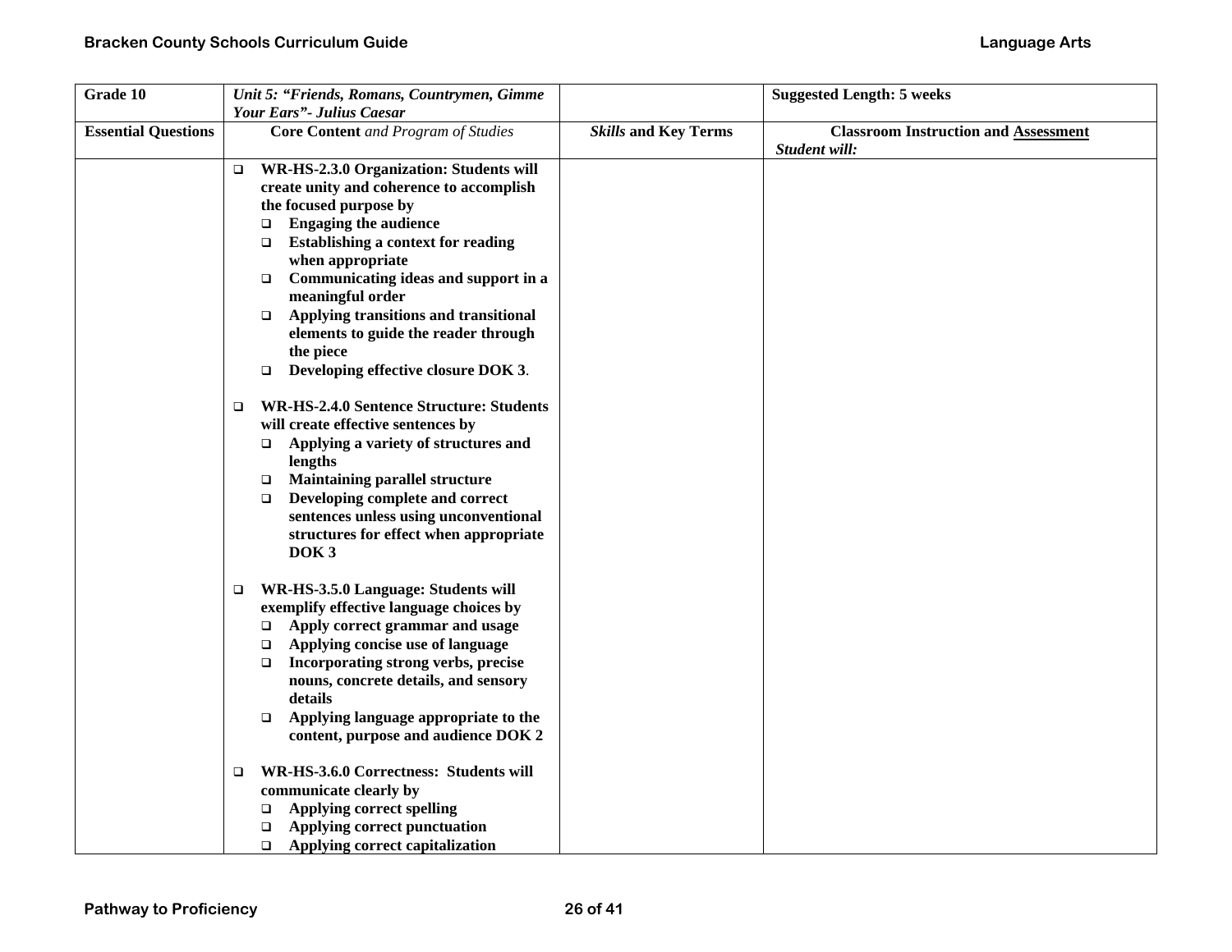| Grade 10 | *Unit 5: "Friends, Romans, Countrymen, Gimme Your Ears"- Julius Caesar* | | **Suggested Length: 5 weeks** |
|---|---|---|---|
| **Essential Questions** | **Core Content** *and Program of Studies* | ***Skills* and Key Terms** | **Classroom Instruction and Assessment** ***Student will:*** |
| | ❑ **WR-HS-2.3.0 Organization: Students will create unity and coherence to accomplish the focused purpose by** <br> ❑ **Engaging the audience** <br> ❑ **Establishing a context for reading when appropriate** <br> ❑ **Communicating ideas and support in a meaningful order** <br> ❑ **Applying transitions and transitional elements to guide the reader through the piece** <br> ❑ **Developing effective closure DOK 3**. <br><br> ❑ **WR-HS-2.4.0 Sentence Structure: Students will create effective sentences by** <br> ❑ **Applying a variety of structures and lengths** <br> ❑ **Maintaining parallel structure** <br> ❑ **Developing complete and correct sentences unless using unconventional structures for effect when appropriate DOK 3** <br><br> ❑ **WR-HS-3.5.0 Language: Students will exemplify effective language choices by** <br> ❑ **Apply correct grammar and usage** <br> ❑ **Applying concise use of language** <br> ❑ **Incorporating strong verbs, precise nouns, concrete details, and sensory details** <br> ❑ **Applying language appropriate to the content, purpose and audience DOK 2** <br><br> ❑ **WR-HS-3.6.0 Correctness: Students will communicate clearly by** <br> ❑ **Applying correct spelling** <br> ❑ **Applying correct punctuation** <br> ❑ **Applying correct capitalization** | | |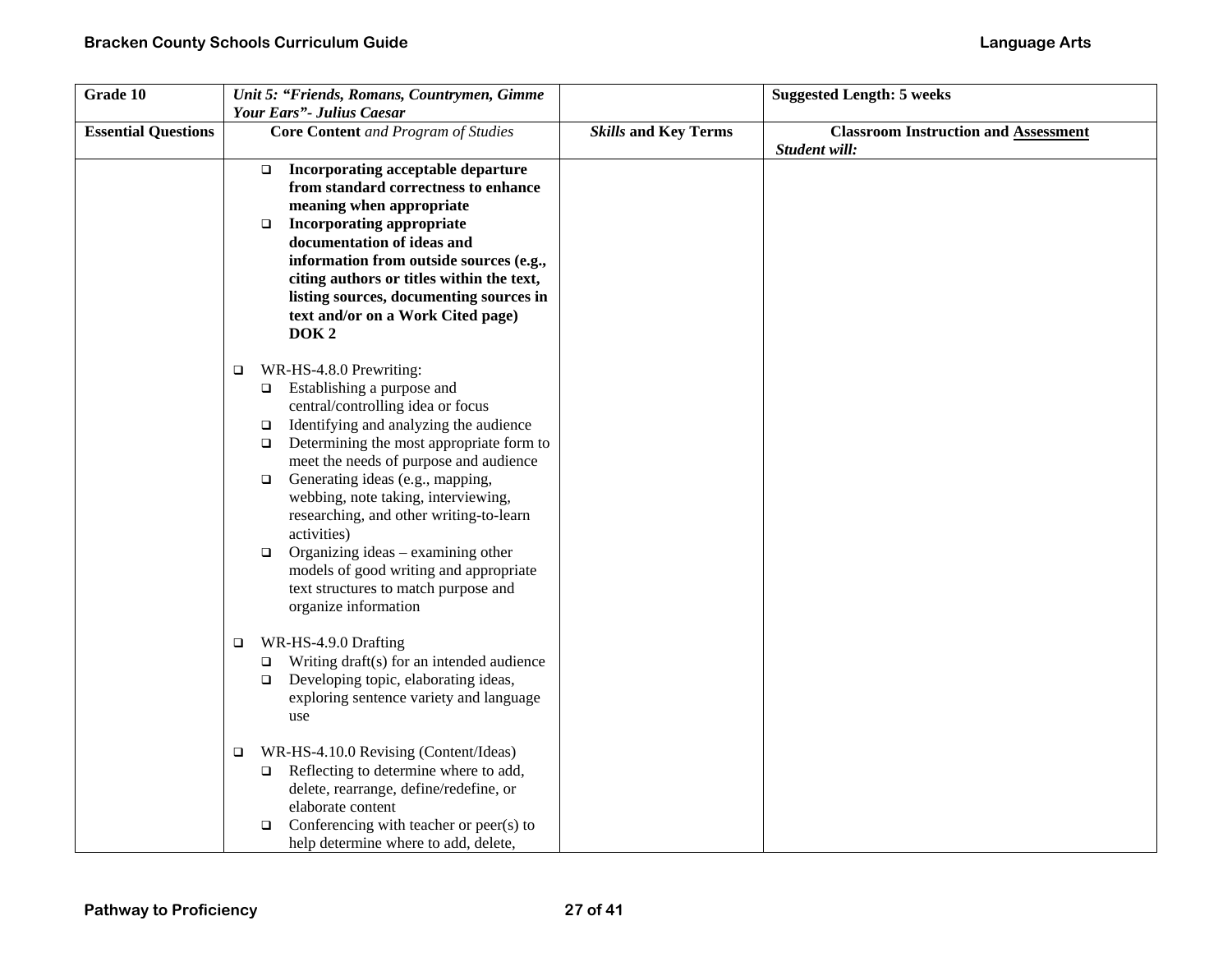| Grade 10 | *Unit 5: "Friends, Romans, Countrymen, Gimme Your Ears"- Julius Caesar* | | Suggested Length: 5 weeks |
|---|---|---|---|
| **Essential Questions** | **Core Content** *and Program of Studies* | ***Skills* and Key Terms** | **Classroom Instruction and Assessment** ***Student will:*** |
| | ❑ **Incorporating acceptable departure from standard correctness to enhance meaning when appropriate**<br>❑ **Incorporating appropriate documentation of ideas and information from outside sources (e.g., citing authors or titles within the text, listing sources, documenting sources in text and/or on a Work Cited page) DOK 2**<br><br>❑ WR-HS-4.8.0 Prewriting:<br>❑ Establishing a purpose and central/controlling idea or focus<br>❑ Identifying and analyzing the audience<br>❑ Determining the most appropriate form to meet the needs of purpose and audience<br>❑ Generating ideas (e.g., mapping, webbing, note taking, interviewing, researching, and other writing-to-learn activities)<br>❑ Organizing ideas – examining other models of good writing and appropriate text structures to match purpose and organize information<br><br>❑ WR-HS-4.9.0 Drafting<br>❑ Writing draft(s) for an intended audience<br>❑ Developing topic, elaborating ideas, exploring sentence variety and language use<br><br>❑ WR-HS-4.10.0 Revising (Content/Ideas)<br>❑ Reflecting to determine where to add, delete, rearrange, define/redefine, or elaborate content<br>❑ Conferencing with teacher or peer(s) to help determine where to add, delete, | | |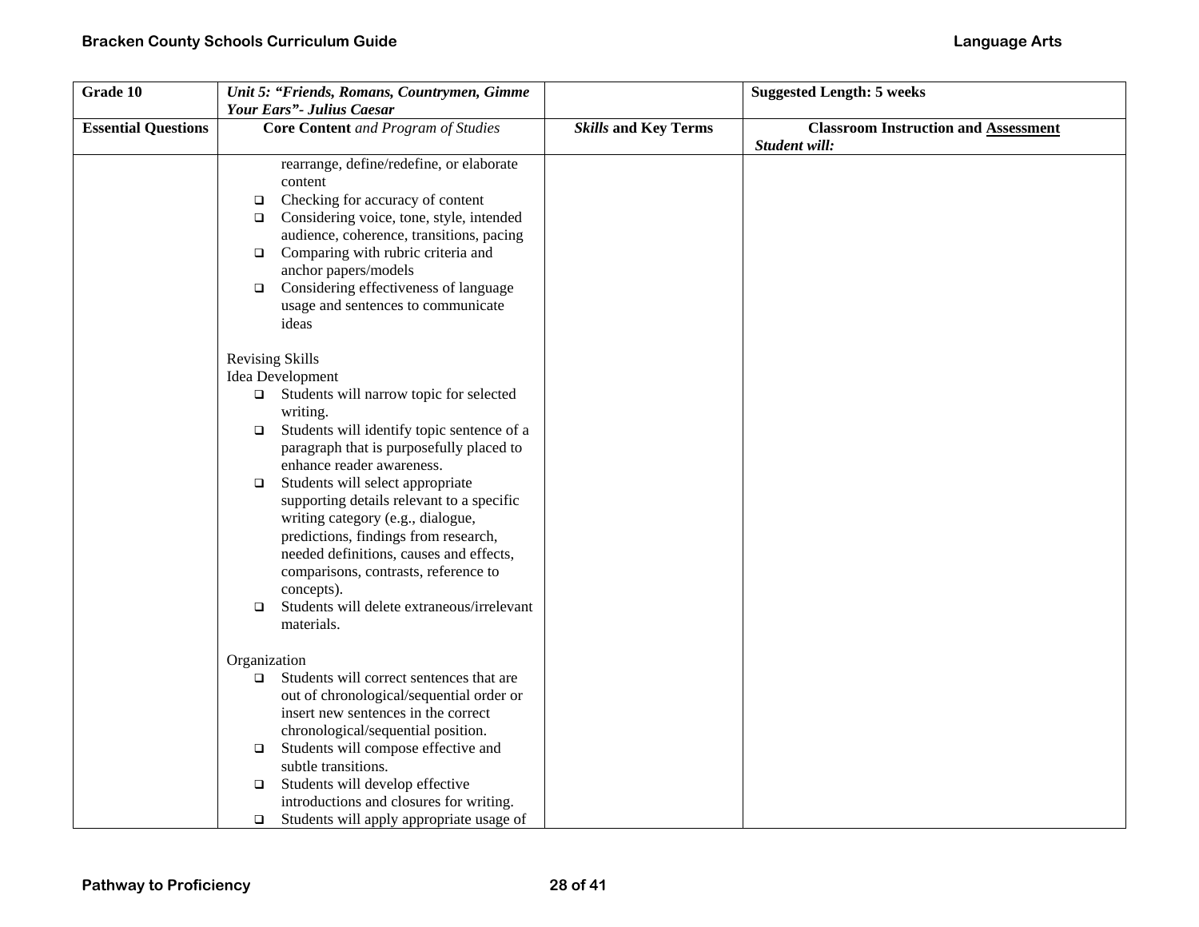| Grade 10 | *Unit 5: "Friends, Romans, Countrymen, Gimme Your Ears"- Julius Caesar* | | Suggested Length: 5 weeks |
|---|---|---|---|
| **Essential Questions** | **Core Content** *and Program of Studies* | ***Skills* and Key Terms** | **Classroom Instruction and Assessment** ***Student will:*** |
| | rearrange, define/redefine, or elaborate content<br>❑ Checking for accuracy of content<br>❑ Considering voice, tone, style, intended audience, coherence, transitions, pacing<br>❑ Comparing with rubric criteria and anchor papers/models<br>❑ Considering effectiveness of language usage and sentences to communicate ideas<br><br>Revising Skills<br>Idea Development<br>❑ Students will narrow topic for selected writing.<br>❑ Students will identify topic sentence of a paragraph that is purposefully placed to enhance reader awareness.<br>❑ Students will select appropriate supporting details relevant to a specific writing category (e.g., dialogue, predictions, findings from research, needed definitions, causes and effects, comparisons, contrasts, reference to concepts).<br>❑ Students will delete extraneous/irrelevant materials.<br><br>Organization<br>❑ Students will correct sentences that are out of chronological/sequential order or insert new sentences in the correct chronological/sequential position.<br>❑ Students will compose effective and subtle transitions.<br>❑ Students will develop effective introductions and closures for writing.<br>❑ Students will apply appropriate usage of | | |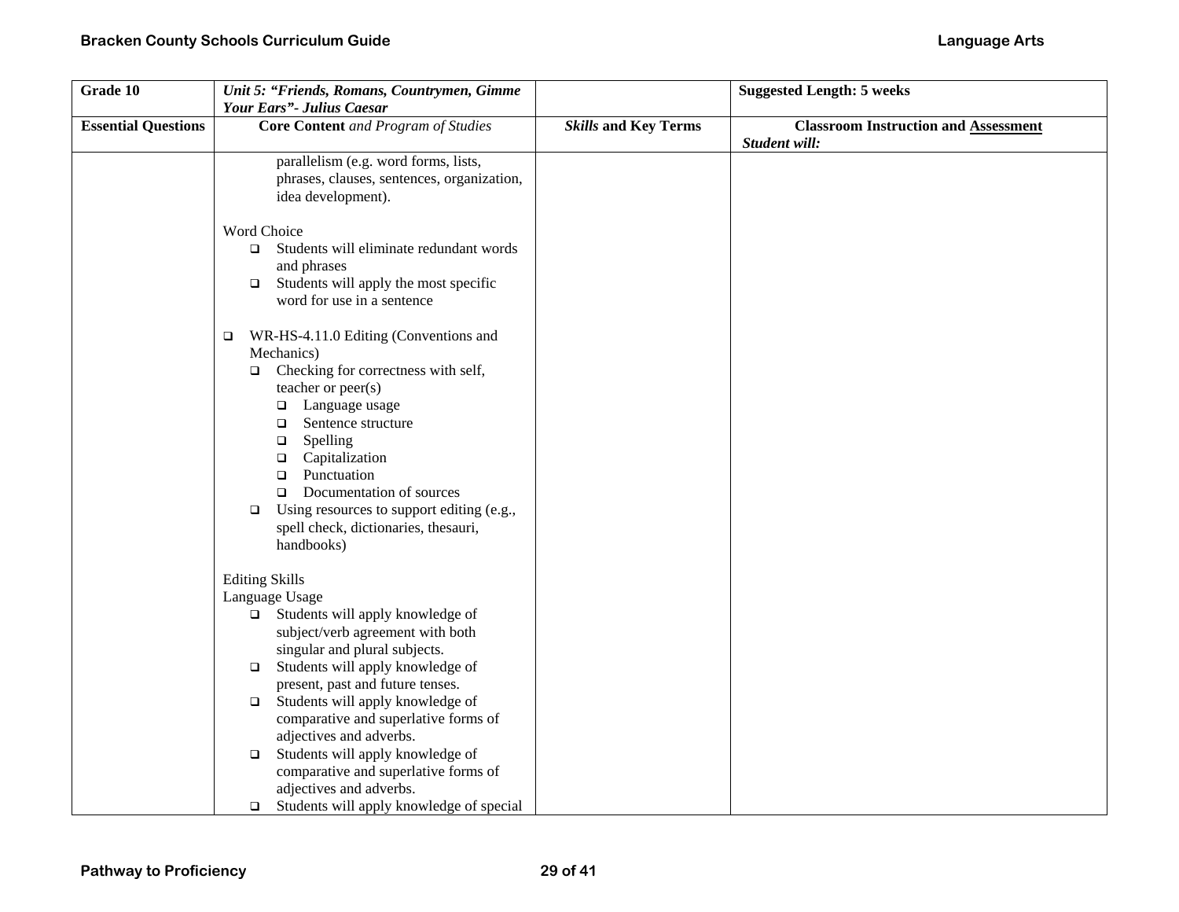| Grade 10 | *Unit 5: "Friends, Romans, Countrymen, Gimme Your Ears"- Julius Caesar* | | Suggested Length: 5 weeks |
|---|---|---|---|
| **Essential Questions** | **Core Content** *and Program of Studies* | ***Skills* and Key Terms** | **Classroom Instruction and Assessment** ***Student will:*** |
| | parallelism (e.g. word forms, lists, phrases, clauses, sentences, organization, idea development).<br><br>Word Choice<br>❑ Students will eliminate redundant words and phrases<br>❑ Students will apply the most specific word for use in a sentence<br><br>❑ WR-HS-4.11.0 Editing (Conventions and Mechanics)<br>❑ Checking for correctness with self, teacher or peer(s)<br>❑ Language usage<br>❑ Sentence structure<br>❑ Spelling<br>❑ Capitalization<br>❑ Punctuation<br>❑ Documentation of sources<br>❑ Using resources to support editing (e.g., spell check, dictionaries, thesauri, handbooks)<br><br>Editing Skills<br>Language Usage<br>❑ Students will apply knowledge of subject/verb agreement with both singular and plural subjects.<br>❑ Students will apply knowledge of present, past and future tenses.<br>❑ Students will apply knowledge of comparative and superlative forms of adjectives and adverbs.<br>❑ Students will apply knowledge of comparative and superlative forms of adjectives and adverbs.<br>❑ Students will apply knowledge of special | | |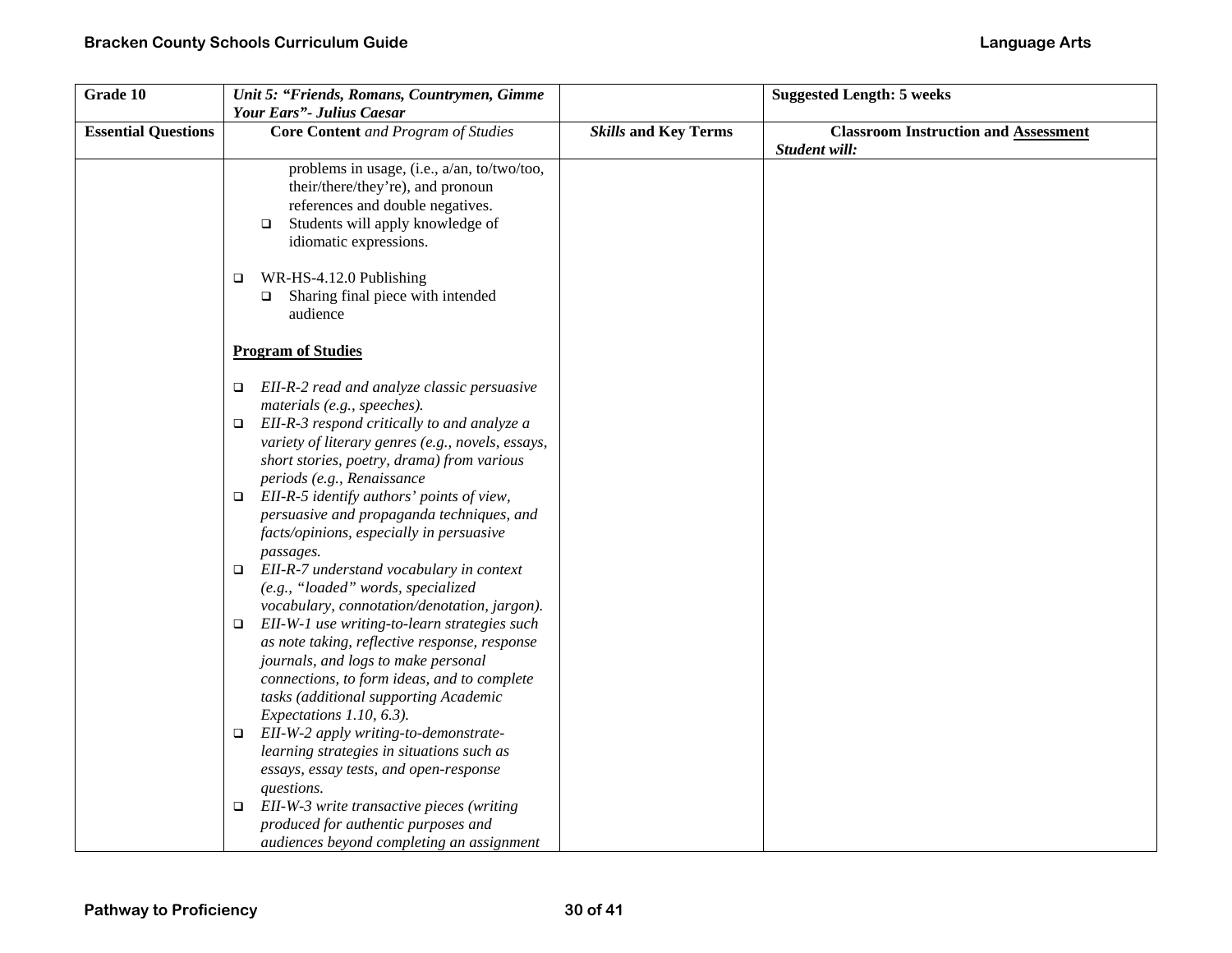| Grade 10 | *Unit 5: "Friends, Romans, Countrymen, Gimme Your Ears"- Julius Caesar* | | Suggested Length: 5 weeks |
|---|---|---|---|
| **Essential Questions** | **Core Content** *and Program of Studies* | ***Skills*** **and Key Terms** | **Classroom Instruction and Assessment** ***Student will:*** |
| | problems in usage, (i.e., a/an, to/two/too, their/there/they're), and pronoun references and double negatives.<br>❑ Students will apply knowledge of idiomatic expressions.<br><br>❑ WR-HS-4.12.0 Publishing<br>❑ Sharing final piece with intended audience<br><br>**Program of Studies**<br><br>❑ *EII-R-2 read and analyze classic persuasive materials (e.g., speeches).*<br>❑ *EII-R-3 respond critically to and analyze a variety of literary genres (e.g., novels, essays, short stories, poetry, drama) from various periods (e.g., Renaissance*<br>❑ *EII-R-5 identify authors' points of view, persuasive and propaganda techniques, and facts/opinions, especially in persuasive passages.*<br>❑ *EII-R-7 understand vocabulary in context (e.g., "loaded" words, specialized vocabulary, connotation/denotation, jargon).*<br>❑ *EII-W-1 use writing-to-learn strategies such as note taking, reflective response, response journals, and logs to make personal connections, to form ideas, and to complete tasks (additional supporting Academic Expectations 1.10, 6.3).*<br>❑ *EII-W-2 apply writing-to-demonstrate-learning strategies in situations such as essays, essay tests, and open-response questions.*<br>❑ *EII-W-3 write transactive pieces (writing produced for authentic purposes and audiences beyond completing an assignment* | | |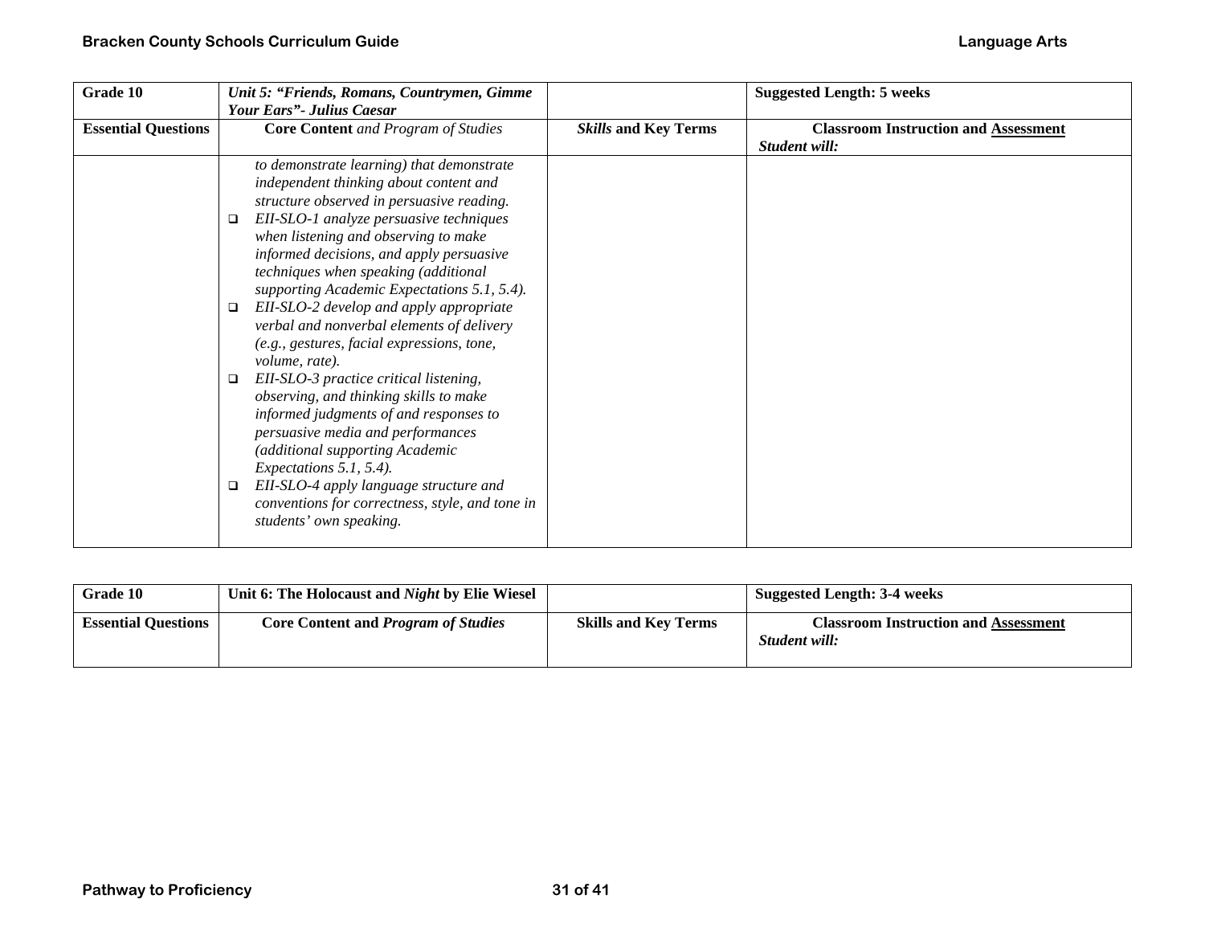| Grade 10 | *Unit 5: "Friends, Romans, Countrymen, Gimme Your Ears"- Julius Caesar* | | Suggested Length: 5 weeks |
|---|---|---|---|
| **Essential Questions** | **Core Content** *and Program of Studies* | ***Skills* and Key Terms** | **Classroom Instruction and Assessment** ***Student will:*** |
| | *to demonstrate learning) that demonstrate independent thinking about content and structure observed in persuasive reading.* <br> ❑ *EII-SLO-1 analyze persuasive techniques when listening and observing to make informed decisions, and apply persuasive techniques when speaking (additional supporting Academic Expectations 5.1, 5.4).* <br> ❑ *EII-SLO-2 develop and apply appropriate verbal and nonverbal elements of delivery (e.g., gestures, facial expressions, tone, volume, rate).* <br> ❑ *EII-SLO-3 practice critical listening, observing, and thinking skills to make informed judgments of and responses to persuasive media and performances (additional supporting Academic Expectations 5.1, 5.4).* <br> ❑ *EII-SLO-4 apply language structure and conventions for correctness, style, and tone in students' own speaking.* | | |

| Grade 10 | Unit 6: The Holocaust and *Night* by Elie Wiesel | | Suggested Length: 3-4 weeks |
|---|---|---|---|
| **Essential Questions** | **Core Content and** ***Program of Studies*** | **Skills and Key Terms** | **Classroom Instruction and Assessment** ***Student will:*** |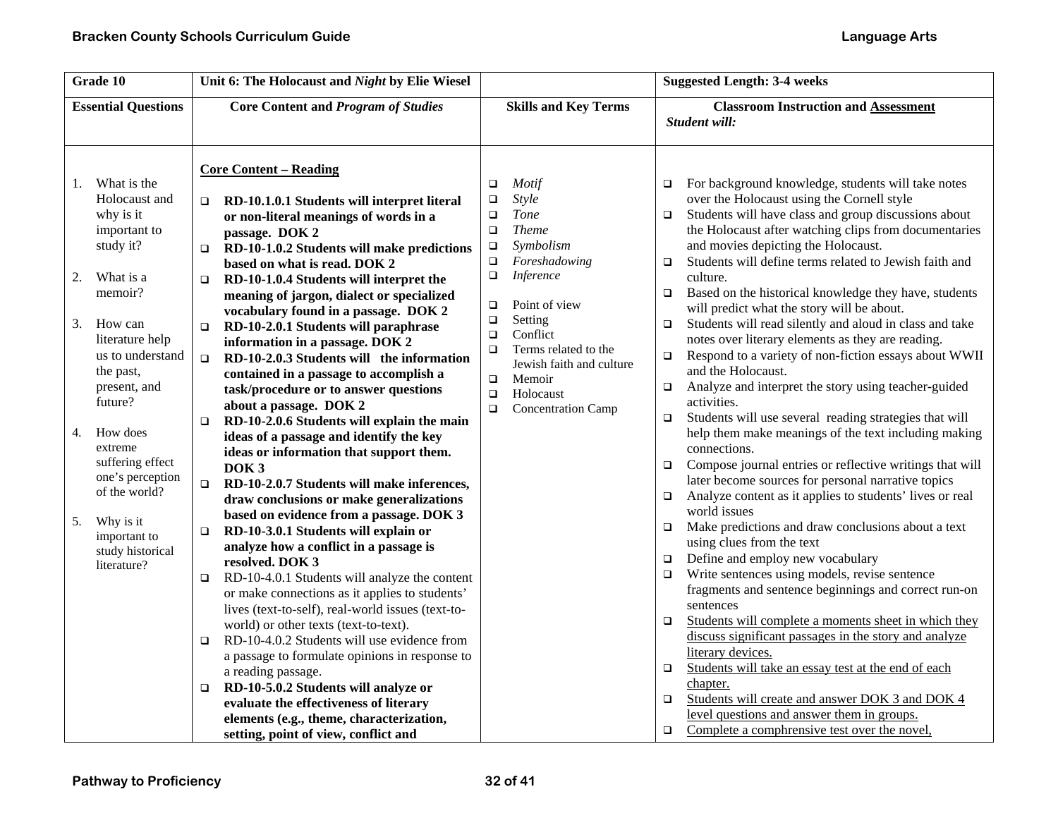| Grade 10 | Unit 6: The Holocaust and *Night* by Elie Wiesel | | Suggested Length: 3-4 weeks |
|---|---|---|---|
| **Essential Questions** | **Core Content and *Program of Studies*** | **Skills and Key Terms** | **Classroom Instruction and <u>Assessment</u>**<br>***Student will:*** |
| 1. What is the Holocaust and why is it important to study it?<br><br>2. What is a memoir?<br><br>3. How can literature help us to understand the past, present, and future?<br><br>4. How does extreme suffering effect one's perception of the world?<br><br>5. Why is it important to study historical literature? | **<u>Core Content – Reading</u>**<br><br>❑ **RD-10.1.0.1 Students will interpret literal or non-literal meanings of words in a passage. DOK 2**<br>❑ **RD-10-1.0.2 Students will make predictions based on what is read. DOK 2**<br>❑ **RD-10-1.0.4 Students will interpret the meaning of jargon, dialect or specialized vocabulary found in a passage. DOK 2**<br>❑ **RD-10-2.0.1 Students will paraphrase information in a passage. DOK 2**<br>❑ **RD-10-2.0.3 Students will the information contained in a passage to accomplish a task/procedure or to answer questions about a passage. DOK 2**<br>❑ **RD-10-2.0.6 Students will explain the main ideas of a passage and identify the key ideas or information that support them. DOK 3**<br>❑ **RD-10-2.0.7 Students will make inferences, draw conclusions or make generalizations based on evidence from a passage. DOK 3**<br>❑ **RD-10-3.0.1 Students will explain or analyze how a conflict in a passage is resolved. DOK 3**<br>❑ RD-10-4.0.1 Students will analyze the content or make connections as it applies to students' lives (text-to-self), real-world issues (text-to-world) or other texts (text-to-text).<br>❑ RD-10-4.0.2 Students will use evidence from a passage to formulate opinions in response to a reading passage.<br>❑ **RD-10-5.0.2 Students will analyze or evaluate the effectiveness of literary elements (e.g., theme, characterization, setting, point of view, conflict and** | ❑ *Motif*<br>❑ *Style*<br>❑ *Tone*<br>❑ *Theme*<br>❑ *Symbolism*<br>❑ *Foreshadowing*<br>❑ *Inference*<br><br>❑ Point of view<br>❑ Setting<br>❑ Conflict<br>❑ Terms related to the Jewish faith and culture<br>❑ Memoir<br>❑ Holocaust<br>❑ Concentration Camp | ❑ For background knowledge, students will take notes over the Holocaust using the Cornell style<br>❑ Students will have class and group discussions about the Holocaust after watching clips from documentaries and movies depicting the Holocaust.<br>❑ Students will define terms related to Jewish faith and culture.<br>❑ Based on the historical knowledge they have, students will predict what the story will be about.<br>❑ Students will read silently and aloud in class and take notes over literary elements as they are reading.<br>❑ Respond to a variety of non-fiction essays about WWII and the Holocaust.<br>❑ Analyze and interpret the story using teacher-guided activities.<br>❑ Students will use several reading strategies that will help them make meanings of the text including making connections.<br>❑ Compose journal entries or reflective writings that will later become sources for personal narrative topics<br>❑ Analyze content as it applies to students' lives or real world issues<br>❑ Make predictions and draw conclusions about a text using clues from the text<br>❑ Define and employ new vocabulary<br>❑ Write sentences using models, revise sentence fragments and sentence beginnings and correct run-on sentences<br>❑ <u>Students will complete a moments sheet in which they discuss significant passages in the story and analyze literary devices.</u><br>❑ <u>Students will take an essay test at the end of each chapter.</u><br>❑ <u>Students will create and answer DOK 3 and DOK 4 level questions and answer them in groups.</u><br>❑ <u>Complete a comphrensive test over the novel,</u> |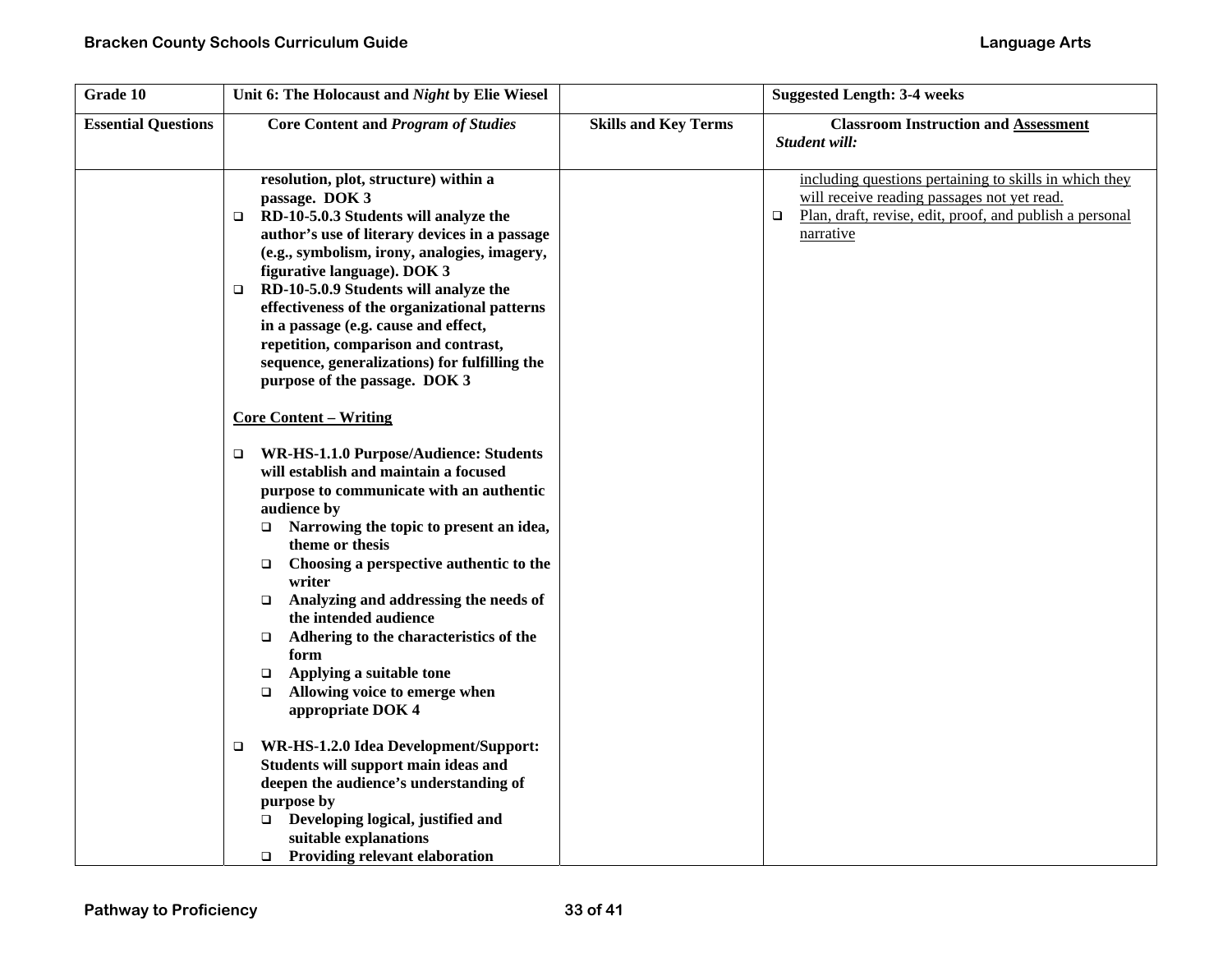| Grade 10 | Unit 6: The Holocaust and *Night* by Elie Wiesel | | Suggested Length: 3-4 weeks |
|---|---|---|---|
| **Essential Questions** | **Core Content and *Program of Studies*** | **Skills and Key Terms** | **Classroom Instruction and Assessment** *Student will:* |
| | **resolution, plot, structure) within a passage. DOK 3**<br>❑ **RD-10-5.0.3 Students will analyze the author's use of literary devices in a passage (e.g., symbolism, irony, analogies, imagery, figurative language). DOK 3**<br>❑ **RD-10-5.0.9 Students will analyze the effectiveness of the organizational patterns in a passage (e.g. cause and effect, repetition, comparison and contrast, sequence, generalizations) for fulfilling the purpose of the passage. DOK 3**<br><br>**Core Content – Writing**<br><br>❑ **WR-HS-1.1.0 Purpose/Audience: Students will establish and maintain a focused purpose to communicate with an authentic audience by**<br>&nbsp;&nbsp;❑ **Narrowing the topic to present an idea, theme or thesis**<br>&nbsp;&nbsp;❑ **Choosing a perspective authentic to the writer**<br>&nbsp;&nbsp;❑ **Analyzing and addressing the needs of the intended audience**<br>&nbsp;&nbsp;❑ **Adhering to the characteristics of the form**<br>&nbsp;&nbsp;❑ **Applying a suitable tone**<br>&nbsp;&nbsp;❑ **Allowing voice to emerge when appropriate DOK 4**<br><br>❑ **WR-HS-1.2.0 Idea Development/Support: Students will support main ideas and deepen the audience's understanding of purpose by**<br>&nbsp;&nbsp;❑ **Developing logical, justified and suitable explanations**<br>&nbsp;&nbsp;❑ **Providing relevant elaboration** | | including questions pertaining to skills in which they will receive reading passages not yet read.<br>❑ Plan, draft, revise, edit, proof, and publish a personal narrative |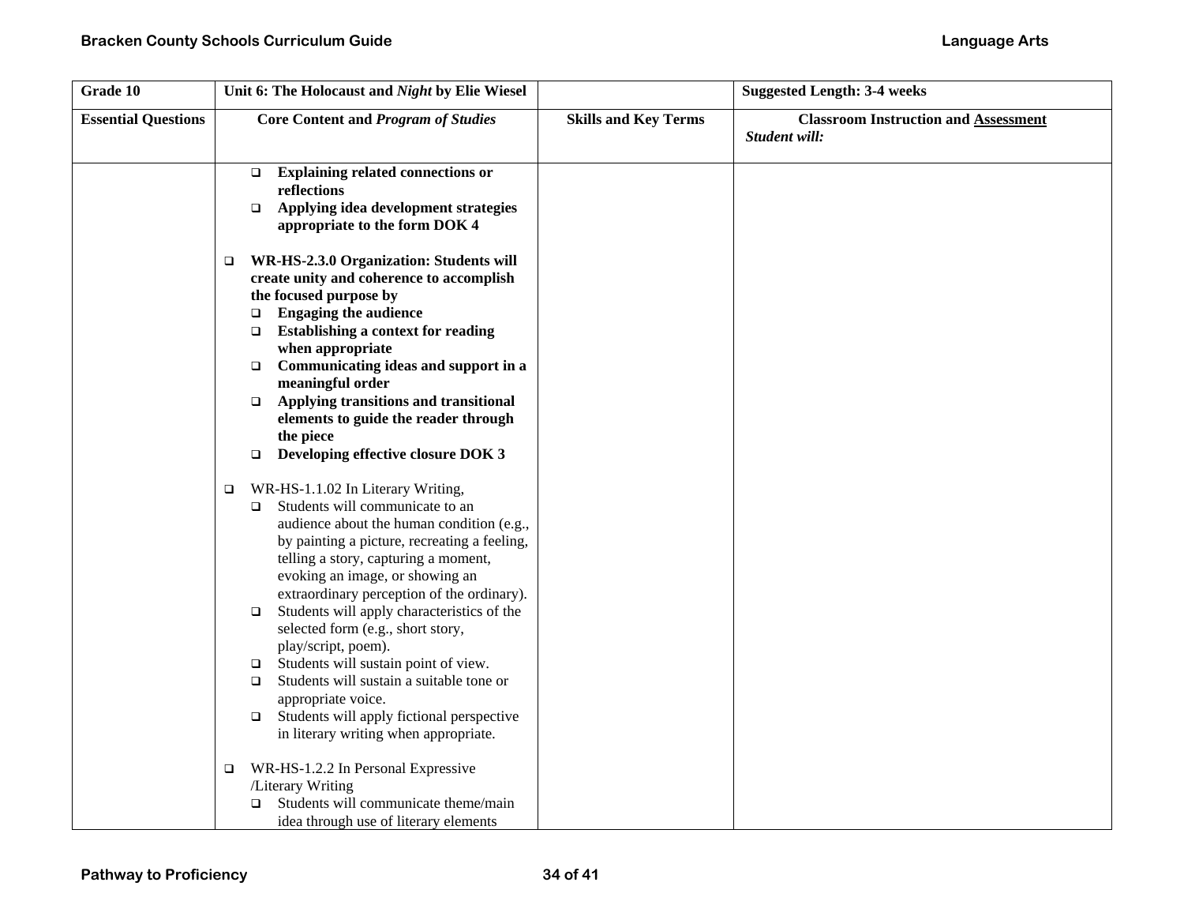| Grade 10 | Unit 6: The Holocaust and *Night* by Elie Wiesel | | Suggested Length: 3-4 weeks |
|---|---|---|---|
| **Essential Questions** | **Core Content and *Program of Studies*** | **Skills and Key Terms** | **Classroom Instruction and Assessment** *Student will:* |
| | ❑ **Explaining related connections or reflections**<br>❑ **Applying idea development strategies appropriate to the form DOK 4**<br><br>❑ **WR-HS-2.3.0 Organization: Students will create unity and coherence to accomplish the focused purpose by**<br>❑ **Engaging the audience**<br>❑ **Establishing a context for reading when appropriate**<br>❑ **Communicating ideas and support in a meaningful order**<br>❑ **Applying transitions and transitional elements to guide the reader through the piece**<br>❑ **Developing effective closure DOK 3**<br><br>❑ WR-HS-1.1.02 In Literary Writing,<br>❑ Students will communicate to an audience about the human condition (e.g., by painting a picture, recreating a feeling, telling a story, capturing a moment, evoking an image, or showing an extraordinary perception of the ordinary).<br>❑ Students will apply characteristics of the selected form (e.g., short story, play/script, poem).<br>❑ Students will sustain point of view.<br>❑ Students will sustain a suitable tone or appropriate voice.<br>❑ Students will apply fictional perspective in literary writing when appropriate.<br><br>❑ WR-HS-1.2.2 In Personal Expressive /Literary Writing<br>❑ Students will communicate theme/main idea through use of literary elements | | |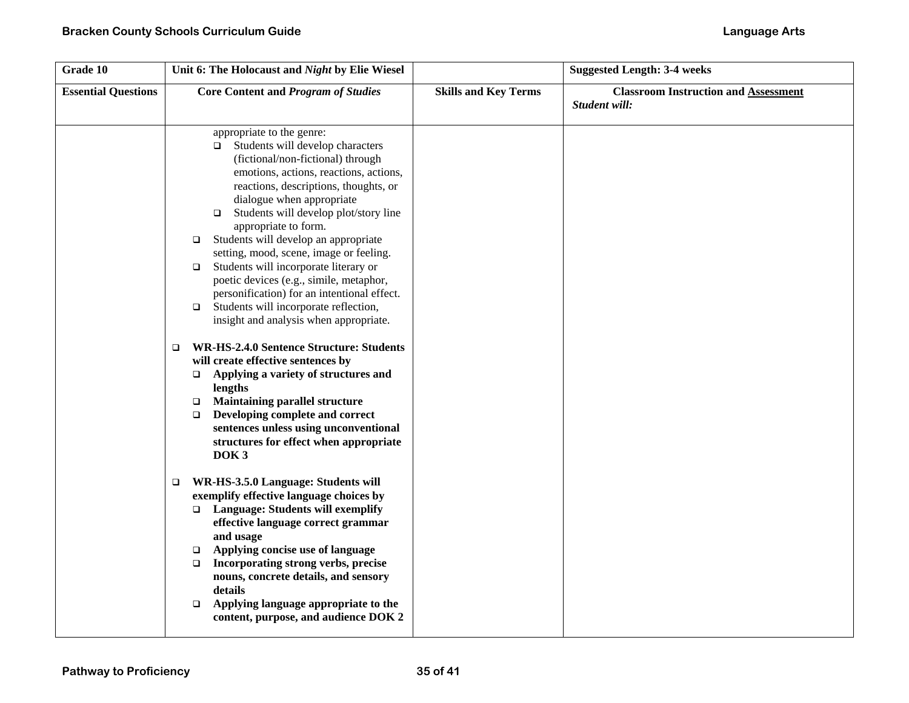| Grade 10 | Unit 6: The Holocaust and *Night* by Elie Wiesel | | Suggested Length: 3-4 weeks |
|---|---|---|---|
| **Essential Questions** | **Core Content and *Program of Studies*** | **Skills and Key Terms** | **Classroom Instruction and Assessment** *Student will:* |
| | appropriate to the genre:<br>❑ Students will develop characters (fictional/non-fictional) through emotions, actions, reactions, actions, reactions, descriptions, thoughts, or dialogue when appropriate<br>❑ Students will develop plot/story line appropriate to form.<br>❑ Students will develop an appropriate setting, mood, scene, image or feeling.<br>❑ Students will incorporate literary or poetic devices (e.g., simile, metaphor, personification) for an intentional effect.<br>❑ Students will incorporate reflection, insight and analysis when appropriate.<br><br>❑ **WR-HS-2.4.0 Sentence Structure: Students will create effective sentences by**<br>❑ **Applying a variety of structures and lengths**<br>❑ **Maintaining parallel structure**<br>❑ **Developing complete and correct sentences unless using unconventional structures for effect when appropriate DOK 3**<br><br>❑ **WR-HS-3.5.0 Language: Students will exemplify effective language choices by**<br>❑ **Language: Students will exemplify effective language correct grammar and usage**<br>❑ **Applying concise use of language**<br>❑ **Incorporating strong verbs, precise nouns, concrete details, and sensory details**<br>❑ **Applying language appropriate to the content, purpose, and audience DOK 2** | | |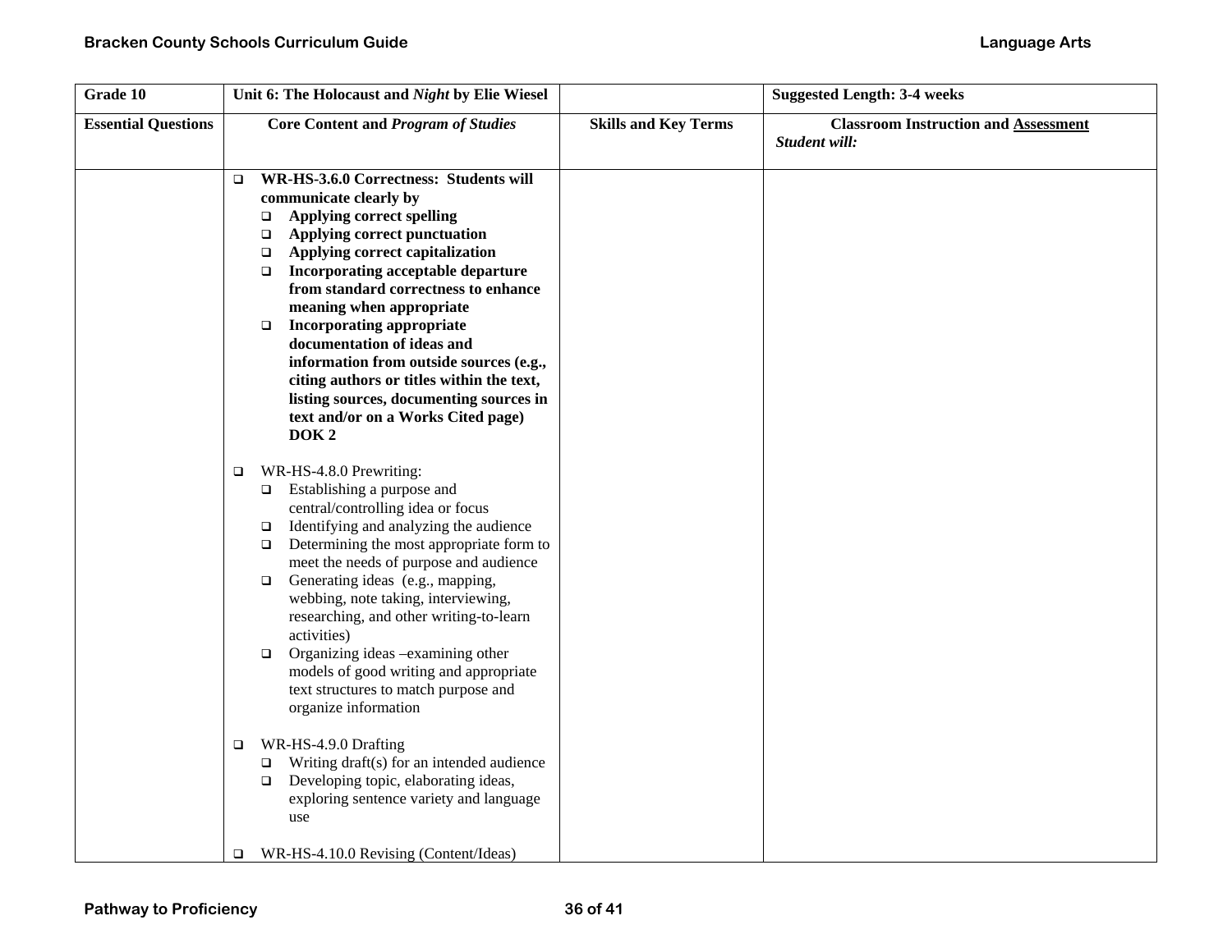| Grade 10 | Unit 6: The Holocaust and *Night* by Elie Wiesel | | Suggested Length: 3-4 weeks |
|---|---|---|---|
| **Essential Questions** | **Core Content and *Program of Studies*** | **Skills and Key Terms** | **Classroom Instruction and <u>Assessment</u>** ***Student will:*** |
| | ❑ **WR-HS-3.6.0 Correctness: Students will communicate clearly by**<br>❑ **Applying correct spelling**<br>❑ **Applying correct punctuation**<br>❑ **Applying correct capitalization**<br>❑ **Incorporating acceptable departure from standard correctness to enhance meaning when appropriate**<br>❑ **Incorporating appropriate documentation of ideas and information from outside sources (e.g., citing authors or titles within the text, listing sources, documenting sources in text and/or on a Works Cited page) DOK 2**<br><br>❑ WR-HS-4.8.0 Prewriting:<br>❑ Establishing a purpose and central/controlling idea or focus<br>❑ Identifying and analyzing the audience<br>❑ Determining the most appropriate form to meet the needs of purpose and audience<br>❑ Generating ideas (e.g., mapping, webbing, note taking, interviewing, researching, and other writing-to-learn activities)<br>❑ Organizing ideas –examining other models of good writing and appropriate text structures to match purpose and organize information<br><br>❑ WR-HS-4.9.0 Drafting<br>❑ Writing draft(s) for an intended audience<br>❑ Developing topic, elaborating ideas, exploring sentence variety and language use<br><br>❑ WR-HS-4.10.0 Revising (Content/Ideas) | | |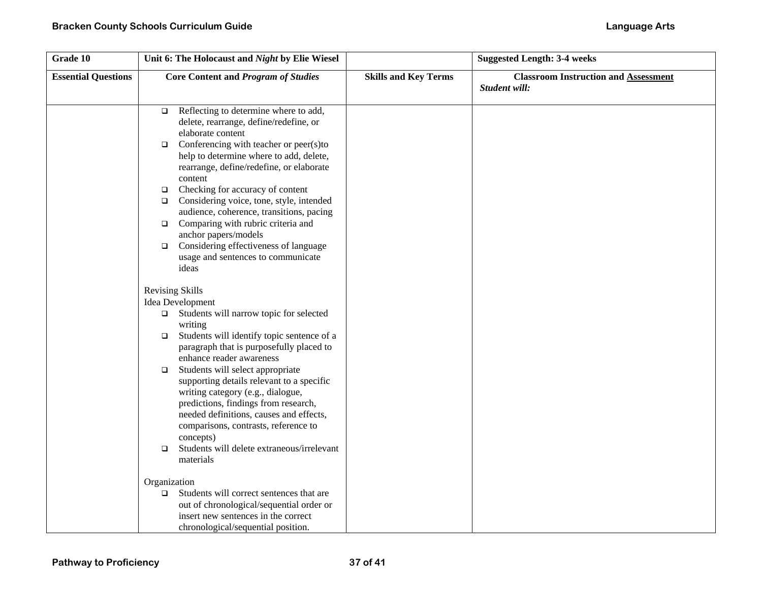| Grade 10 | Unit 6: The Holocaust and *Night* by Elie Wiesel | | Suggested Length: 3-4 weeks |
|---|---|---|---|
| **Essential Questions** | **Core Content and *Program of Studies*** | **Skills and Key Terms** | **Classroom Instruction and <u>Assessment</u>** *Student will:* |
| | ❑ Reflecting to determine where to add, delete, rearrange, define/redefine, or elaborate content<br>❑ Conferencing with teacher or peer(s)to help to determine where to add, delete, rearrange, define/redefine, or elaborate content<br>❑ Checking for accuracy of content<br>❑ Considering voice, tone, style, intended audience, coherence, transitions, pacing<br>❑ Comparing with rubric criteria and anchor papers/models<br>❑ Considering effectiveness of language usage and sentences to communicate ideas<br><br>Revising Skills<br>Idea Development<br>❑ Students will narrow topic for selected writing<br>❑ Students will identify topic sentence of a paragraph that is purposefully placed to enhance reader awareness<br>❑ Students will select appropriate supporting details relevant to a specific writing category (e.g., dialogue, predictions, findings from research, needed definitions, causes and effects, comparisons, contrasts, reference to concepts)<br>❑ Students will delete extraneous/irrelevant materials<br><br>Organization<br>❑ Students will correct sentences that are out of chronological/sequential order or insert new sentences in the correct chronological/sequential position. | | |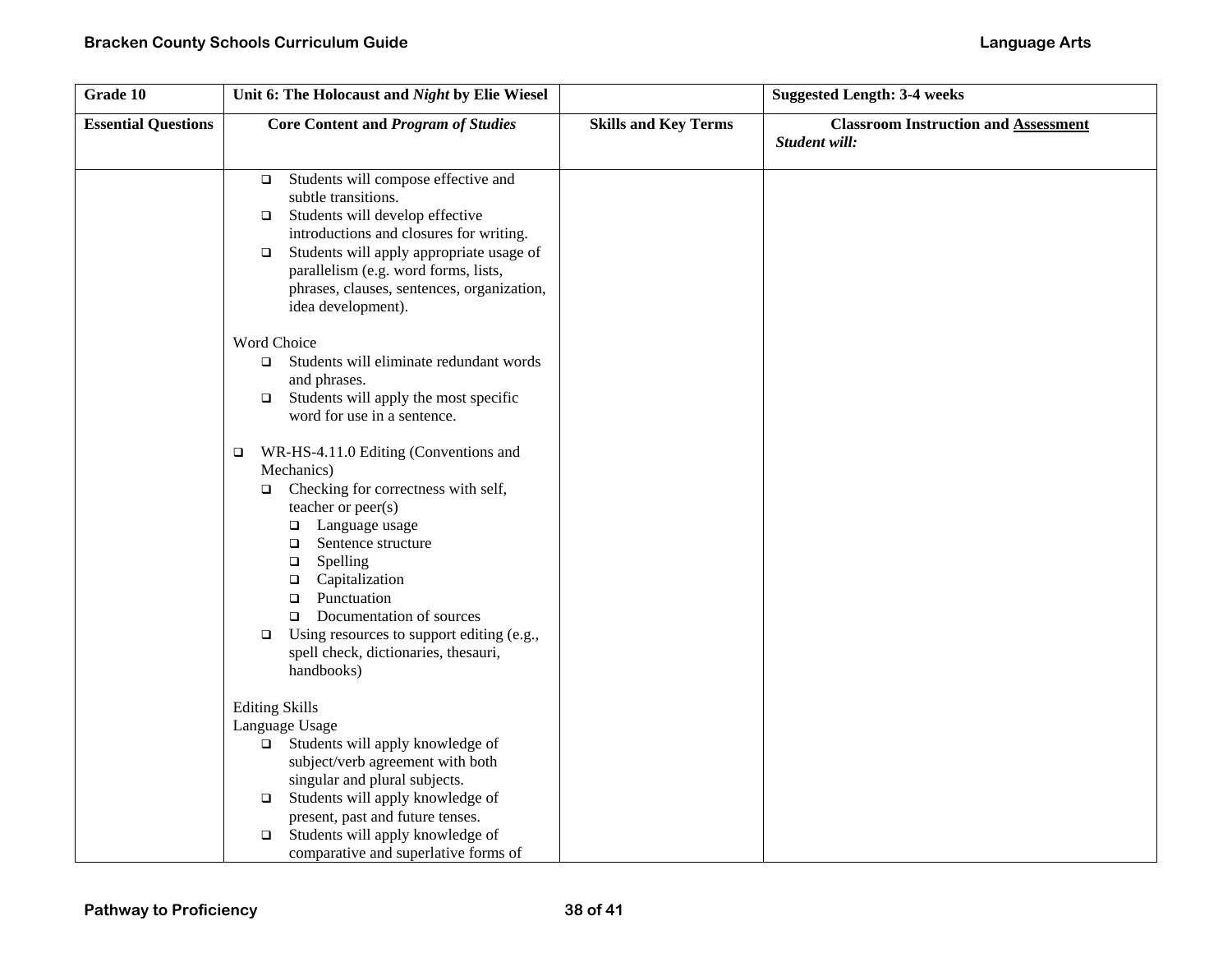| Grade 10 | Unit 6: The Holocaust and *Night* by Elie Wiesel | | Suggested Length: 3-4 weeks |
|---|---|---|---|
| **Essential Questions** | **Core Content and *Program of Studies*** | **Skills and Key Terms** | **Classroom Instruction and Assessment** *Student will:* |
| | ❑ Students will compose effective and subtle transitions.<br>❑ Students will develop effective introductions and closures for writing.<br>❑ Students will apply appropriate usage of parallelism (e.g. word forms, lists, phrases, clauses, sentences, organization, idea development).<br><br>Word Choice<br>❑ Students will eliminate redundant words and phrases.<br>❑ Students will apply the most specific word for use in a sentence.<br><br>❑ WR-HS-4.11.0 Editing (Conventions and Mechanics)<br>❑ Checking for correctness with self, teacher or peer(s)<br>❑ Language usage<br>❑ Sentence structure<br>❑ Spelling<br>❑ Capitalization<br>❑ Punctuation<br>❑ Documentation of sources<br>❑ Using resources to support editing (e.g., spell check, dictionaries, thesauri, handbooks)<br><br>Editing Skills<br>Language Usage<br>❑ Students will apply knowledge of subject/verb agreement with both singular and plural subjects.<br>❑ Students will apply knowledge of present, past and future tenses.<br>❑ Students will apply knowledge of comparative and superlative forms of | | |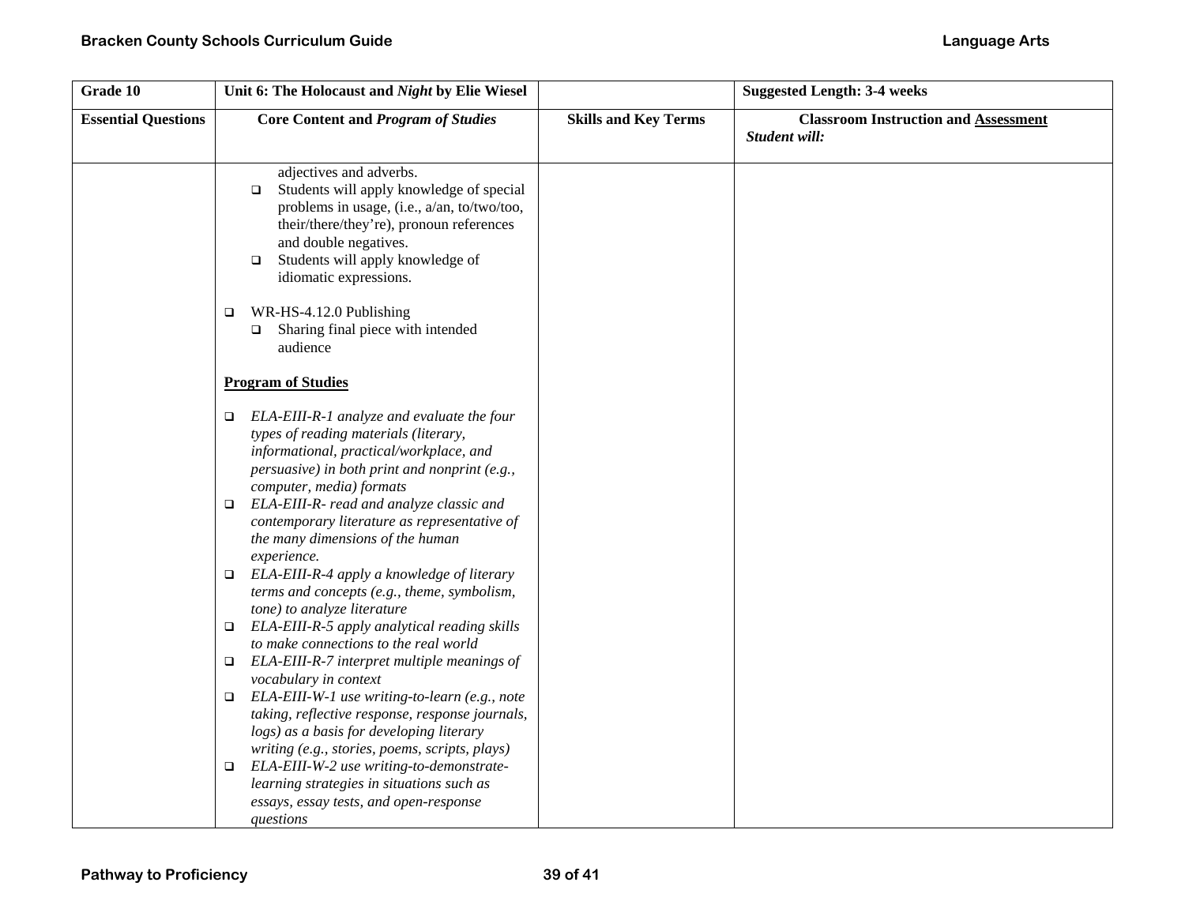| Grade 10 | Unit 6: The Holocaust and *Night* by Elie Wiesel | | Suggested Length: 3-4 weeks |
|---|---|---|---|
| **Essential Questions** | **Core Content and *Program of Studies*** | **Skills and Key Terms** | **Classroom Instruction and <u>Assessment</u>** *Student will:* |
| | adjectives and adverbs.<br>❑ Students will apply knowledge of special problems in usage, (i.e., a/an, to/two/too, their/there/they're), pronoun references and double negatives.<br>❑ Students will apply knowledge of idiomatic expressions.<br><br>❑ WR-HS-4.12.0 Publishing<br>❑ Sharing final piece with intended audience<br><br>**<u>Program of Studies</u>**<br><br>❑ *ELA-EIII-R-1 analyze and evaluate the four types of reading materials (literary, informational, practical/workplace, and persuasive) in both print and nonprint (e.g., computer, media) formats*<br>❑ *ELA-EIII-R- read and analyze classic and contemporary literature as representative of the many dimensions of the human experience.*<br>❑ *ELA-EIII-R-4 apply a knowledge of literary terms and concepts (e.g., theme, symbolism, tone) to analyze literature*<br>❑ *ELA-EIII-R-5 apply analytical reading skills to make connections to the real world*<br>❑ *ELA-EIII-R-7 interpret multiple meanings of vocabulary in context*<br>❑ *ELA-EIII-W-1 use writing-to-learn (e.g., note taking, reflective response, response journals, logs) as a basis for developing literary writing (e.g., stories, poems, scripts, plays)*<br>❑ *ELA-EIII-W-2 use writing-to-demonstrate-learning strategies in situations such as essays, essay tests, and open-response questions* | | |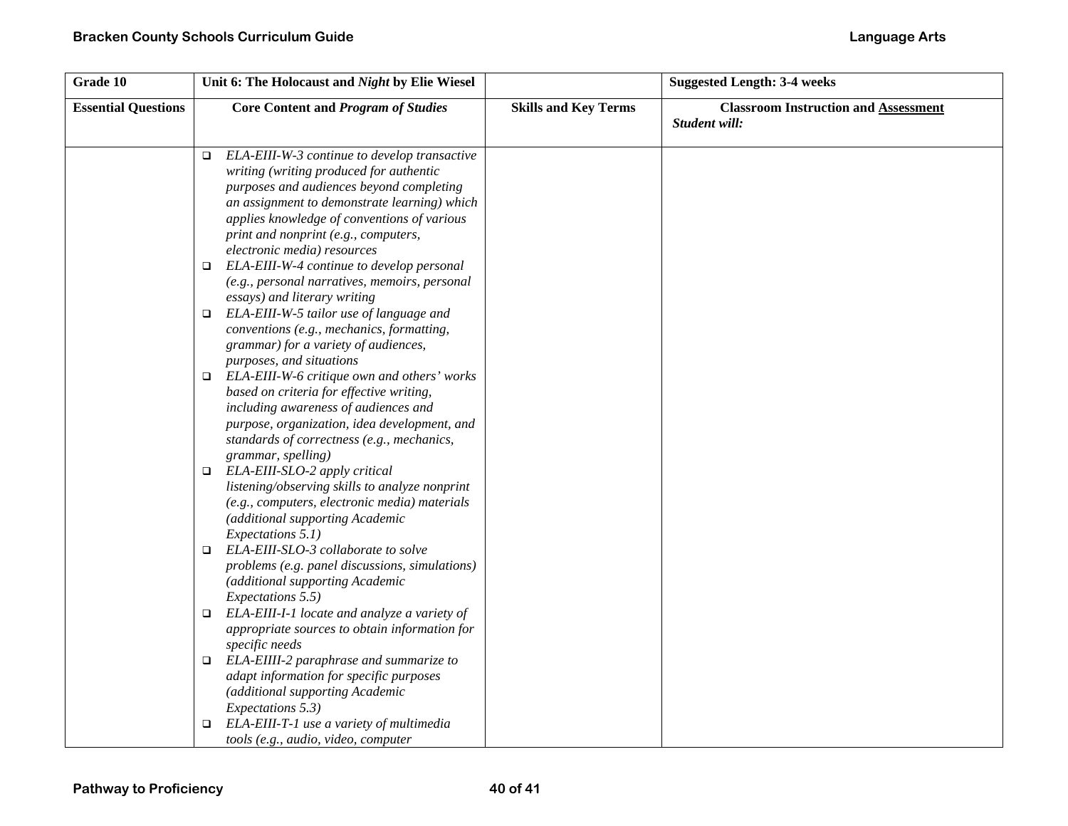| Grade 10 | Unit 6: The Holocaust and *Night* by Elie Wiesel | | Suggested Length: 3-4 weeks |
|---|---|---|---|
| **Essential Questions** | **Core Content and *Program of Studies*** | **Skills and Key Terms** | **Classroom Instruction and Assessment** ***Student will:*** |
| | ❑ *ELA-EIII-W-3 continue to develop transactive writing (writing produced for authentic purposes and audiences beyond completing an assignment to demonstrate learning) which applies knowledge of conventions of various print and nonprint (e.g., computers, electronic media) resources*<br>❑ *ELA-EIII-W-4 continue to develop personal (e.g., personal narratives, memoirs, personal essays) and literary writing*<br>❑ *ELA-EIII-W-5 tailor use of language and conventions (e.g., mechanics, formatting, grammar) for a variety of audiences, purposes, and situations*<br>❑ *ELA-EIII-W-6 critique own and others' works based on criteria for effective writing, including awareness of audiences and purpose, organization, idea development, and standards of correctness (e.g., mechanics, grammar, spelling)*<br>❑ *ELA-EIII-SLO-2 apply critical listening/observing skills to analyze nonprint (e.g., computers, electronic media) materials (additional supporting Academic Expectations 5.1)*<br>❑ *ELA-EIII-SLO-3 collaborate to solve problems (e.g. panel discussions, simulations) (additional supporting Academic Expectations 5.5)*<br>❑ *ELA-EIII-I-1 locate and analyze a variety of appropriate sources to obtain information for specific needs*<br>❑ *ELA-EIIII-2 paraphrase and summarize to adapt information for specific purposes (additional supporting Academic Expectations 5.3)*<br>❑ *ELA-EIII-T-1 use a variety of multimedia tools (e.g., audio, video, computer* | | |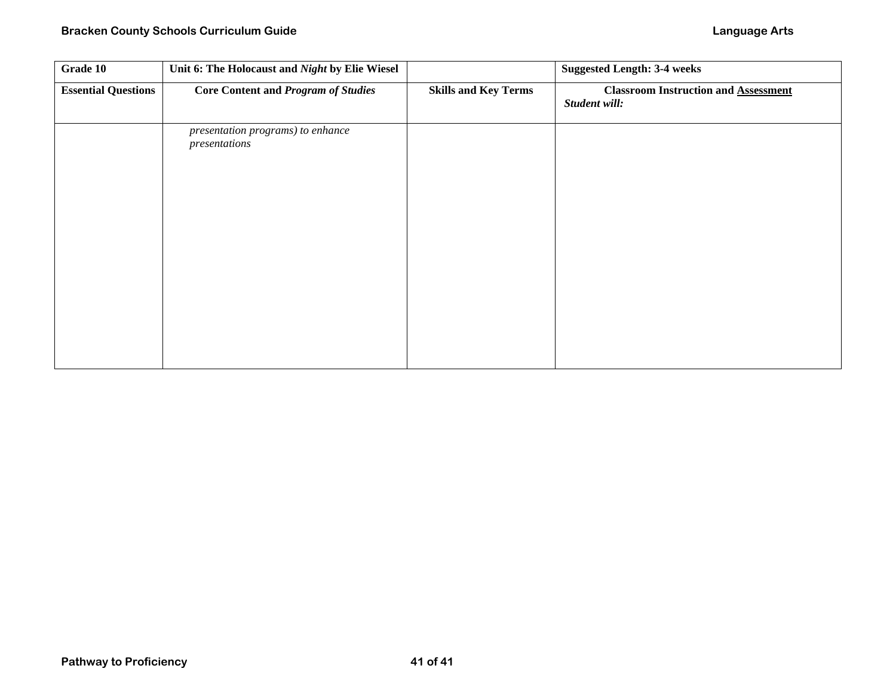| Grade 10 | Unit 6: The Holocaust and *Night* by Elie Wiesel | | Suggested Length: 3-4 weeks |
|---|---|---|---|
| **Essential Questions** | **Core Content and *Program of Studies*** | **Skills and Key Terms** | **Classroom Instruction and Assessment** ***Student will:*** |
| | *presentation programs) to enhance presentations* | | |